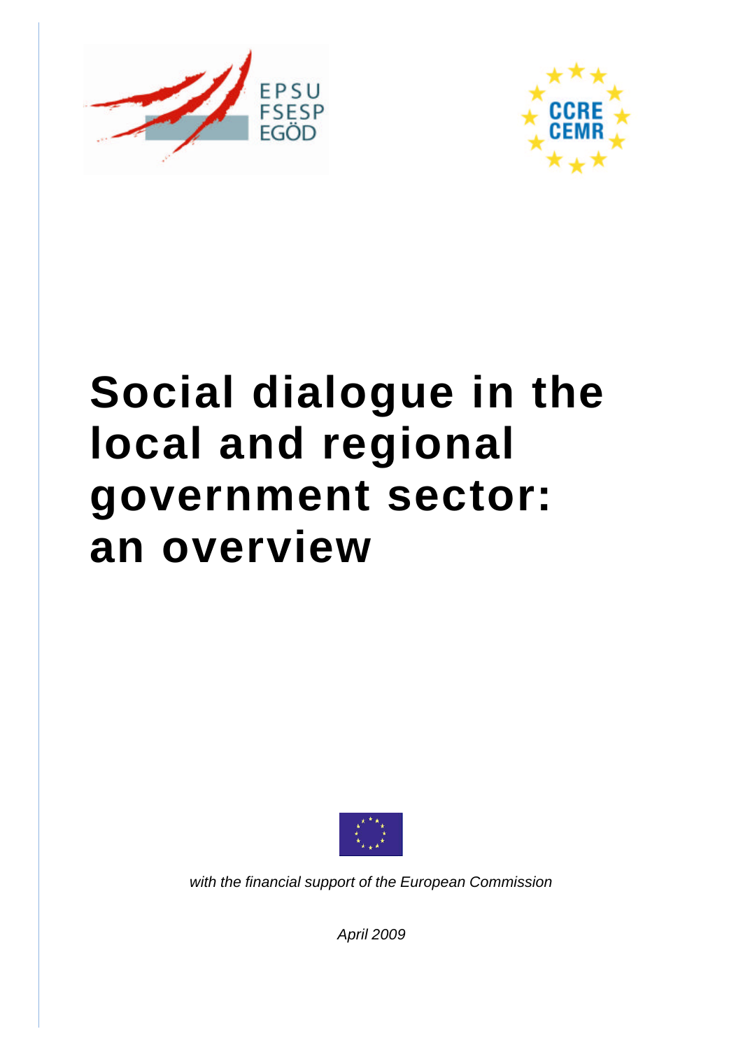EPSU
FSESP
EGÖD

CCRE
CEMR

# Social dialogue in the local and regional government sector: an overview

*with the financial support of the European Commission*

*April 2009*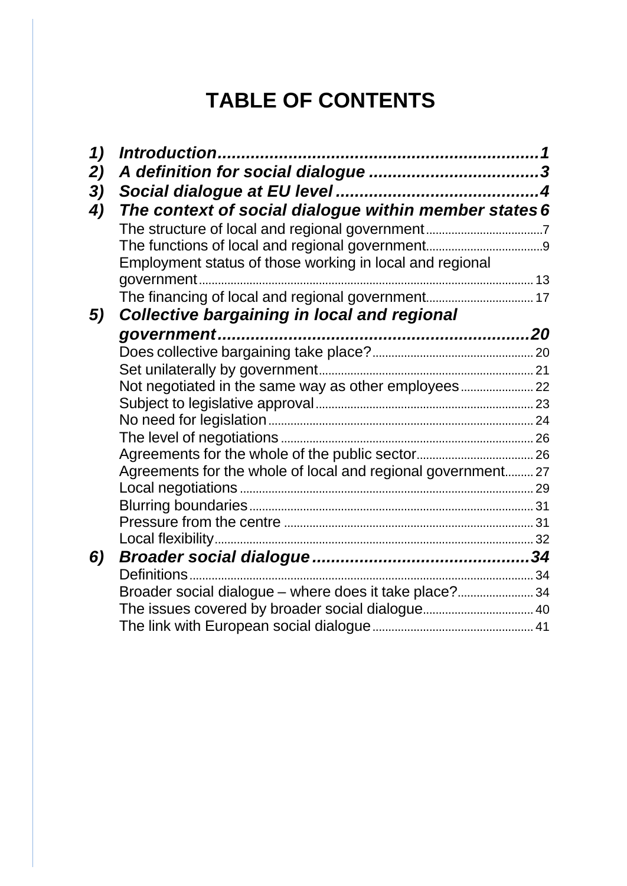# TABLE OF CONTENTS

1) *Introduction* .......... 1
2) *A definition for social dialogue* .......... 3
3) *Social dialogue at EU level* .......... 4
4) *The context of social dialogue within member states* .......... 6
   - The structure of local and regional government .......... 7
   - The functions of local and regional government .......... 9
   - Employment status of those working in local and regional government .......... 13
   - The financing of local and regional government .......... 17
5) *Collective bargaining in local and regional government* .......... 20
   - Does collective bargaining take place? .......... 20
   - Set unilaterally by government .......... 21
   - Not negotiated in the same way as other employees .......... 22
   - Subject to legislative approval .......... 23
   - No need for legislation .......... 24
   - The level of negotiations .......... 26
   - Agreements for the whole of the public sector .......... 26
   - Agreements for the whole of local and regional government .......... 27
   - Local negotiations .......... 29
   - Blurring boundaries .......... 31
   - Pressure from the centre .......... 31
   - Local flexibility .......... 32
6) *Broader social dialogue* .......... 34
   - Definitions .......... 34
   - Broader social dialogue – where does it take place? .......... 34
   - The issues covered by broader social dialogue .......... 40
   - The link with European social dialogue .......... 41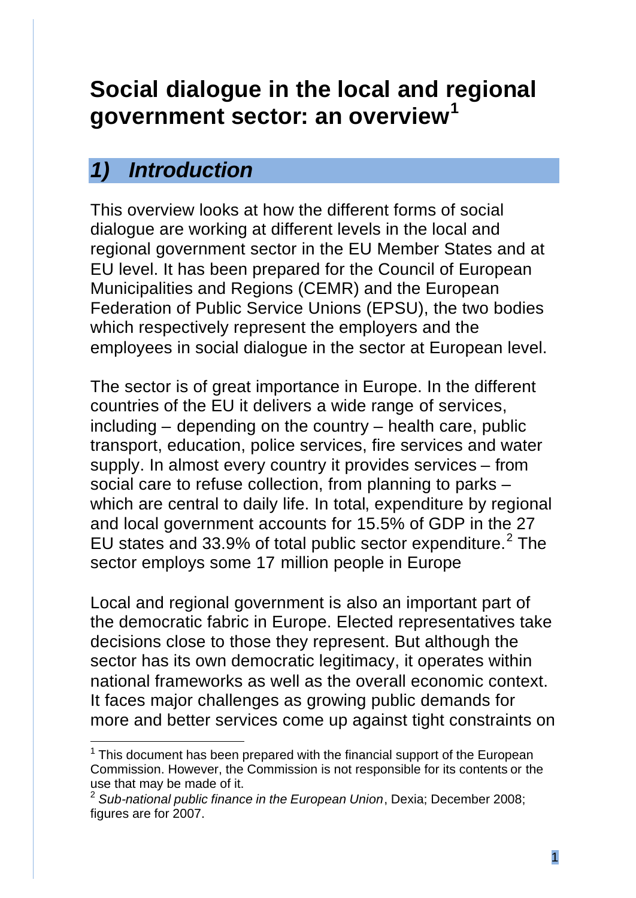# Social dialogue in the local and regional government sector: an overview[1]

## 1) Introduction

This overview looks at how the different forms of social dialogue are working at different levels in the local and regional government sector in the EU Member States and at EU level. It has been prepared for the Council of European Municipalities and Regions (CEMR) and the European Federation of Public Service Unions (EPSU), the two bodies which respectively represent the employers and the employees in social dialogue in the sector at European level.

The sector is of great importance in Europe. In the different countries of the EU it delivers a wide range of services, including – depending on the country – health care, public transport, education, police services, fire services and water supply. In almost every country it provides services – from social care to refuse collection, from planning to parks – which are central to daily life. In total, expenditure by regional and local government accounts for 15.5% of GDP in the 27 EU states and 33.9% of total public sector expenditure.[2] The sector employs some 17 million people in Europe

Local and regional government is also an important part of the democratic fabric in Europe. Elected representatives take decisions close to those they represent. But although the sector has its own democratic legitimacy, it operates within national frameworks as well as the overall economic context. It faces major challenges as growing public demands for more and better services come up against tight constraints on

---

[1] This document has been prepared with the financial support of the European Commission. However, the Commission is not responsible for its contents or the use that may be made of it.

[2] *Sub-national public finance in the European Union*, Dexia; December 2008; figures are for 2007.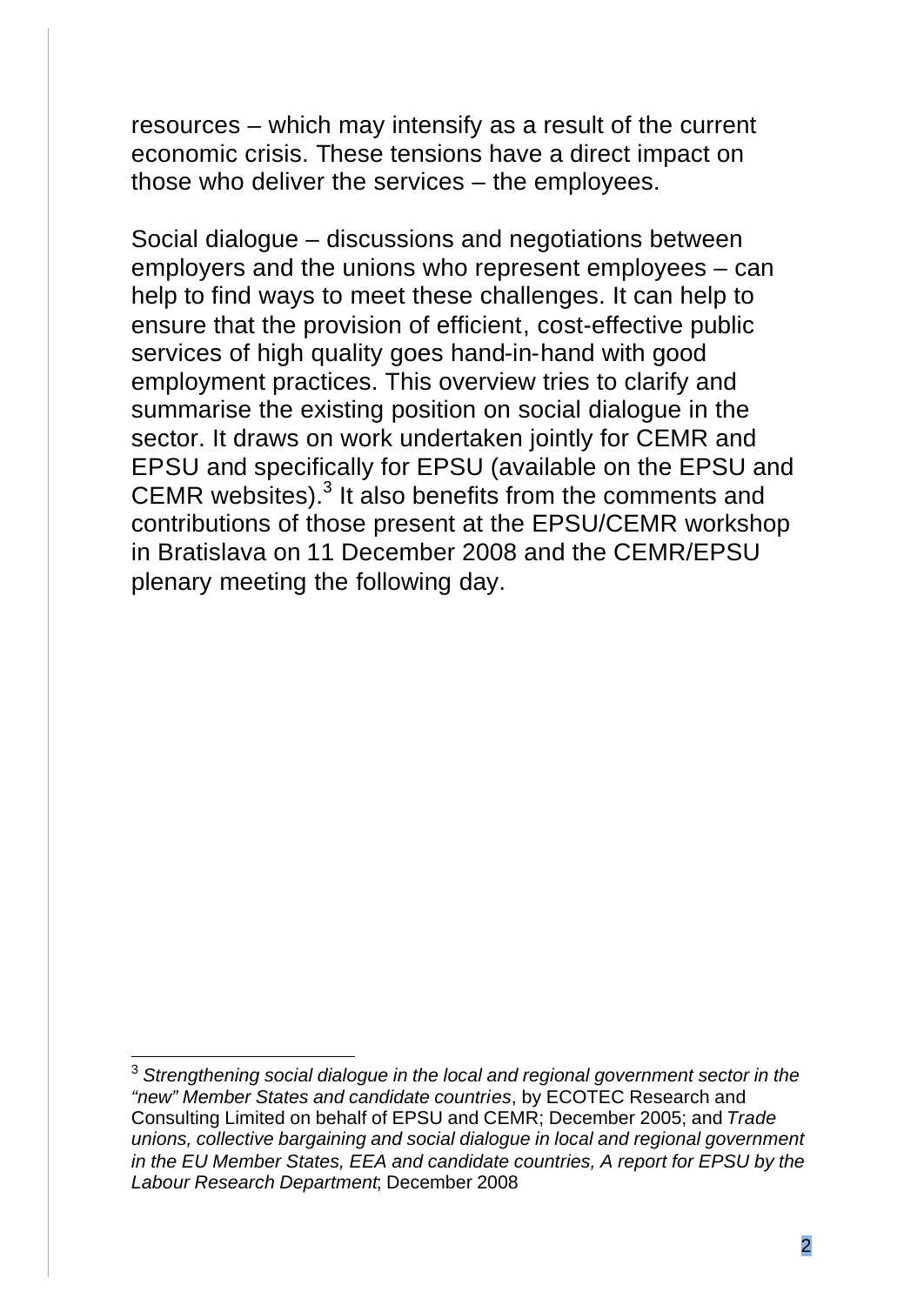resources – which may intensify as a result of the current economic crisis. These tensions have a direct impact on those who deliver the services – the employees.

Social dialogue – discussions and negotiations between employers and the unions who represent employees – can help to find ways to meet these challenges. It can help to ensure that the provision of efficient, cost-effective public services of high quality goes hand-in-hand with good employment practices. This overview tries to clarify and summarise the existing position on social dialogue in the sector. It draws on work undertaken jointly for CEMR and EPSU and specifically for EPSU (available on the EPSU and CEMR websites).[3] It also benefits from the comments and contributions of those present at the EPSU/CEMR workshop in Bratislava on 11 December 2008 and the CEMR/EPSU plenary meeting the following day.

---

[3] *Strengthening social dialogue in the local and regional government sector in the "new" Member States and candidate countries*, by ECOTEC Research and Consulting Limited on behalf of EPSU and CEMR; December 2005; and *Trade unions, collective bargaining and social dialogue in local and regional government in the EU Member States, EEA and candidate countries, A report for EPSU by the Labour Research Department*; December 2008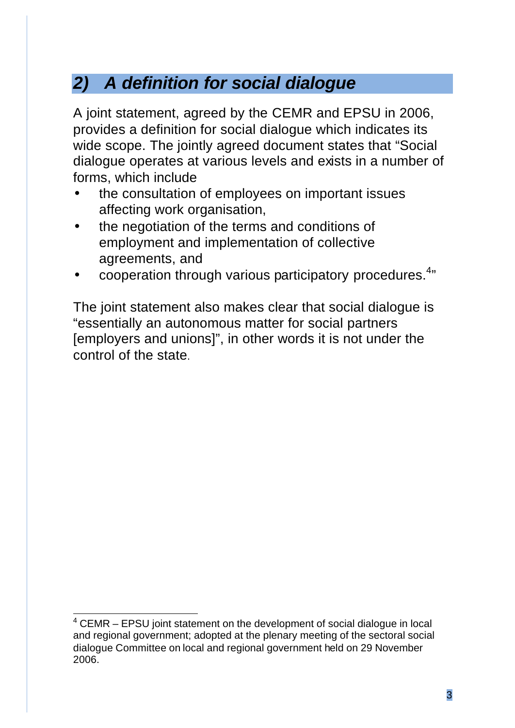## *2) A definition for social dialogue*

A joint statement, agreed by the CEMR and EPSU in 2006, provides a definition for social dialogue which indicates its wide scope. The jointly agreed document states that "Social dialogue operates at various levels and exists in a number of forms, which include

- the consultation of employees on important issues affecting work organisation,
- the negotiation of the terms and conditions of employment and implementation of collective agreements, and
- cooperation through various participatory procedures.[4]"

The joint statement also makes clear that social dialogue is "essentially an autonomous matter for social partners [employers and unions]", in other words it is not under the control of the state.

---

[4] CEMR – EPSU joint statement on the development of social dialogue in local and regional government; adopted at the plenary meeting of the sectoral social dialogue Committee on local and regional government held on 29 November 2006.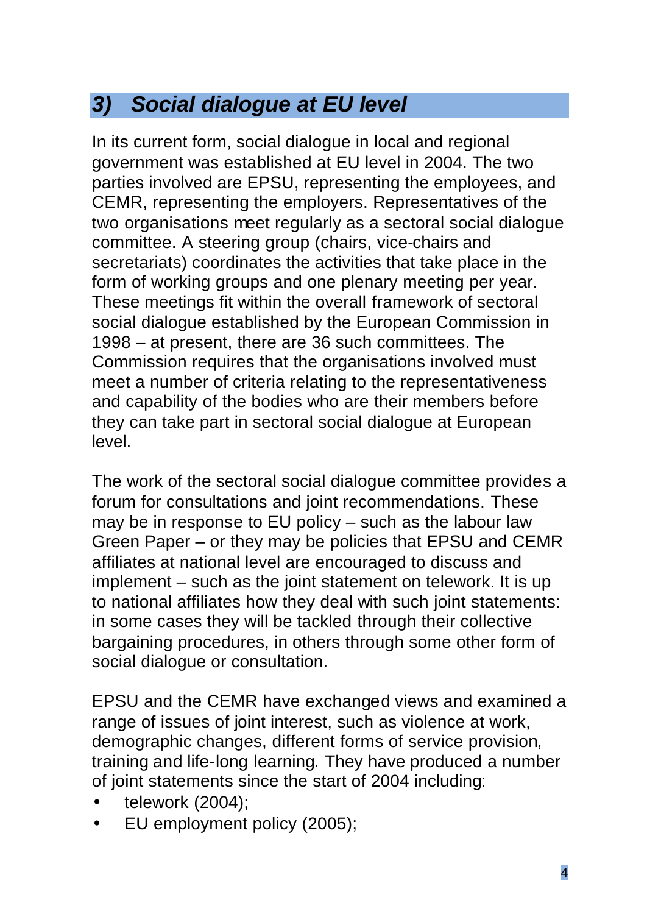## *3) Social dialogue at EU level*

In its current form, social dialogue in local and regional government was established at EU level in 2004. The two parties involved are EPSU, representing the employees, and CEMR, representing the employers. Representatives of the two organisations meet regularly as a sectoral social dialogue committee. A steering group (chairs, vice-chairs and secretariats) coordinates the activities that take place in the form of working groups and one plenary meeting per year. These meetings fit within the overall framework of sectoral social dialogue established by the European Commission in 1998 – at present, there are 36 such committees. The Commission requires that the organisations involved must meet a number of criteria relating to the representativeness and capability of the bodies who are their members before they can take part in sectoral social dialogue at European level.

The work of the sectoral social dialogue committee provides a forum for consultations and joint recommendations. These may be in response to EU policy – such as the labour law Green Paper – or they may be policies that EPSU and CEMR affiliates at national level are encouraged to discuss and implement – such as the joint statement on telework. It is up to national affiliates how they deal with such joint statements: in some cases they will be tackled through their collective bargaining procedures, in others through some other form of social dialogue or consultation.

EPSU and the CEMR have exchanged views and examined a range of issues of joint interest, such as violence at work, demographic changes, different forms of service provision, training and life-long learning. They have produced a number of joint statements since the start of 2004 including:

- telework (2004);
- EU employment policy (2005);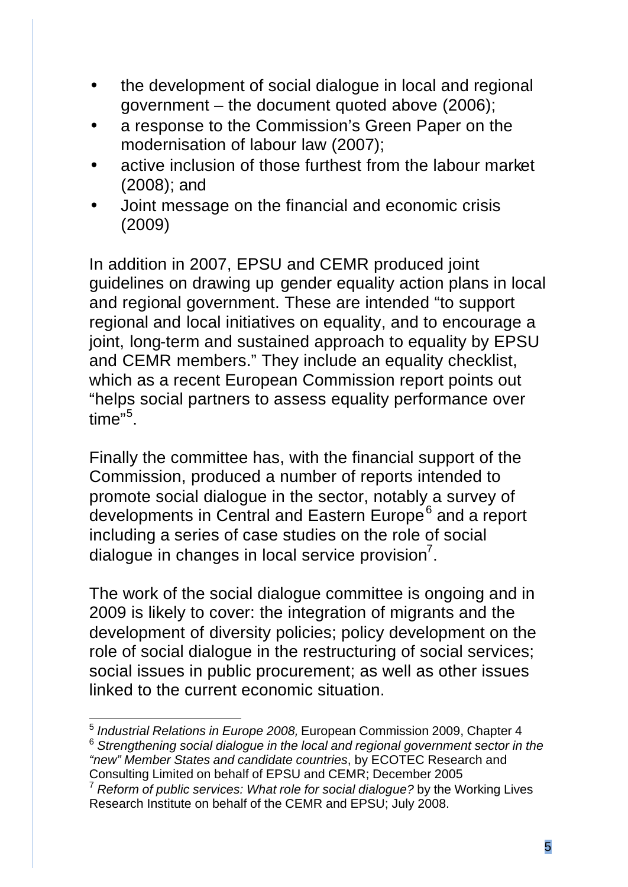- the development of social dialogue in local and regional government – the document quoted above (2006);
- a response to the Commission's Green Paper on the modernisation of labour law (2007);
- active inclusion of those furthest from the labour market (2008); and
- Joint message on the financial and economic crisis (2009)

In addition in 2007, EPSU and CEMR produced joint guidelines on drawing up gender equality action plans in local and regional government. These are intended "to support regional and local initiatives on equality, and to encourage a joint, long-term and sustained approach to equality by EPSU and CEMR members." They include an equality checklist, which as a recent European Commission report points out "helps social partners to assess equality performance over time"[5].

Finally the committee has, with the financial support of the Commission, produced a number of reports intended to promote social dialogue in the sector, notably a survey of developments in Central and Eastern Europe[6] and a report including a series of case studies on the role of social dialogue in changes in local service provision[7].

The work of the social dialogue committee is ongoing and in 2009 is likely to cover: the integration of migrants and the development of diversity policies; policy development on the role of social dialogue in the restructuring of social services; social issues in public procurement; as well as other issues linked to the current economic situation.

---

[5] *Industrial Relations in Europe 2008,* European Commission 2009, Chapter 4

[6] *Strengthening social dialogue in the local and regional government sector in the "new" Member States and candidate countries*, by ECOTEC Research and Consulting Limited on behalf of EPSU and CEMR; December 2005

[7] *Reform of public services: What role for social dialogue?* by the Working Lives Research Institute on behalf of the CEMR and EPSU; July 2008.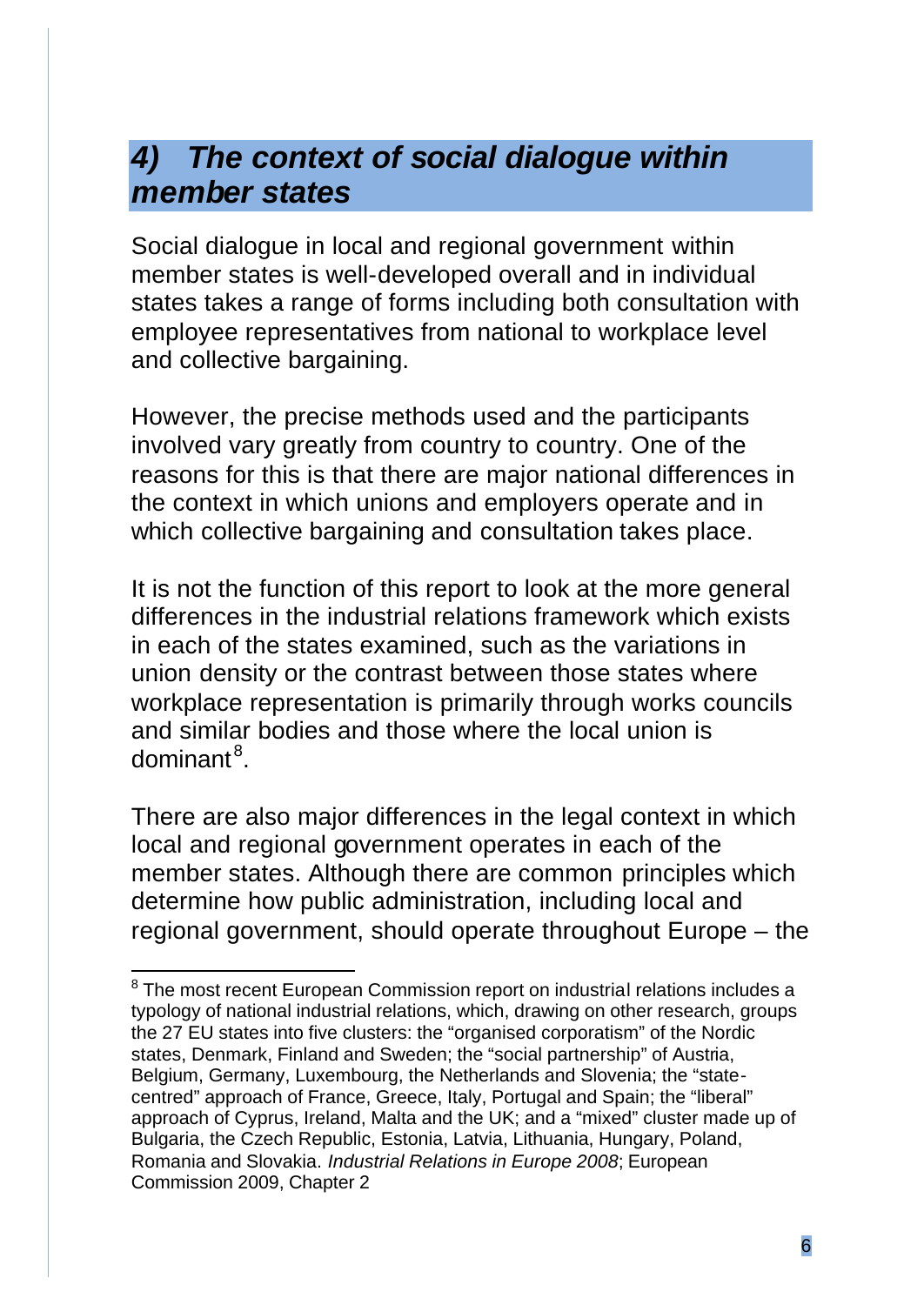## *4) The context of social dialogue within member states*

Social dialogue in local and regional government within member states is well-developed overall and in individual states takes a range of forms including both consultation with employee representatives from national to workplace level and collective bargaining.

However, the precise methods used and the participants involved vary greatly from country to country. One of the reasons for this is that there are major national differences in the context in which unions and employers operate and in which collective bargaining and consultation takes place.

It is not the function of this report to look at the more general differences in the industrial relations framework which exists in each of the states examined, such as the variations in union density or the contrast between those states where workplace representation is primarily through works councils and similar bodies and those where the local union is dominant[8].

There are also major differences in the legal context in which local and regional government operates in each of the member states. Although there are common principles which determine how public administration, including local and regional government, should operate throughout Europe – the

---

[8] The most recent European Commission report on industrial relations includes a typology of national industrial relations, which, drawing on other research, groups the 27 EU states into five clusters: the "organised corporatism" of the Nordic states, Denmark, Finland and Sweden; the "social partnership" of Austria, Belgium, Germany, Luxembourg, the Netherlands and Slovenia; the "state-centred" approach of France, Greece, Italy, Portugal and Spain; the "liberal" approach of Cyprus, Ireland, Malta and the UK; and a "mixed" cluster made up of Bulgaria, the Czech Republic, Estonia, Latvia, Lithuania, Hungary, Poland, Romania and Slovakia. *Industrial Relations in Europe 2008*; European Commission 2009, Chapter 2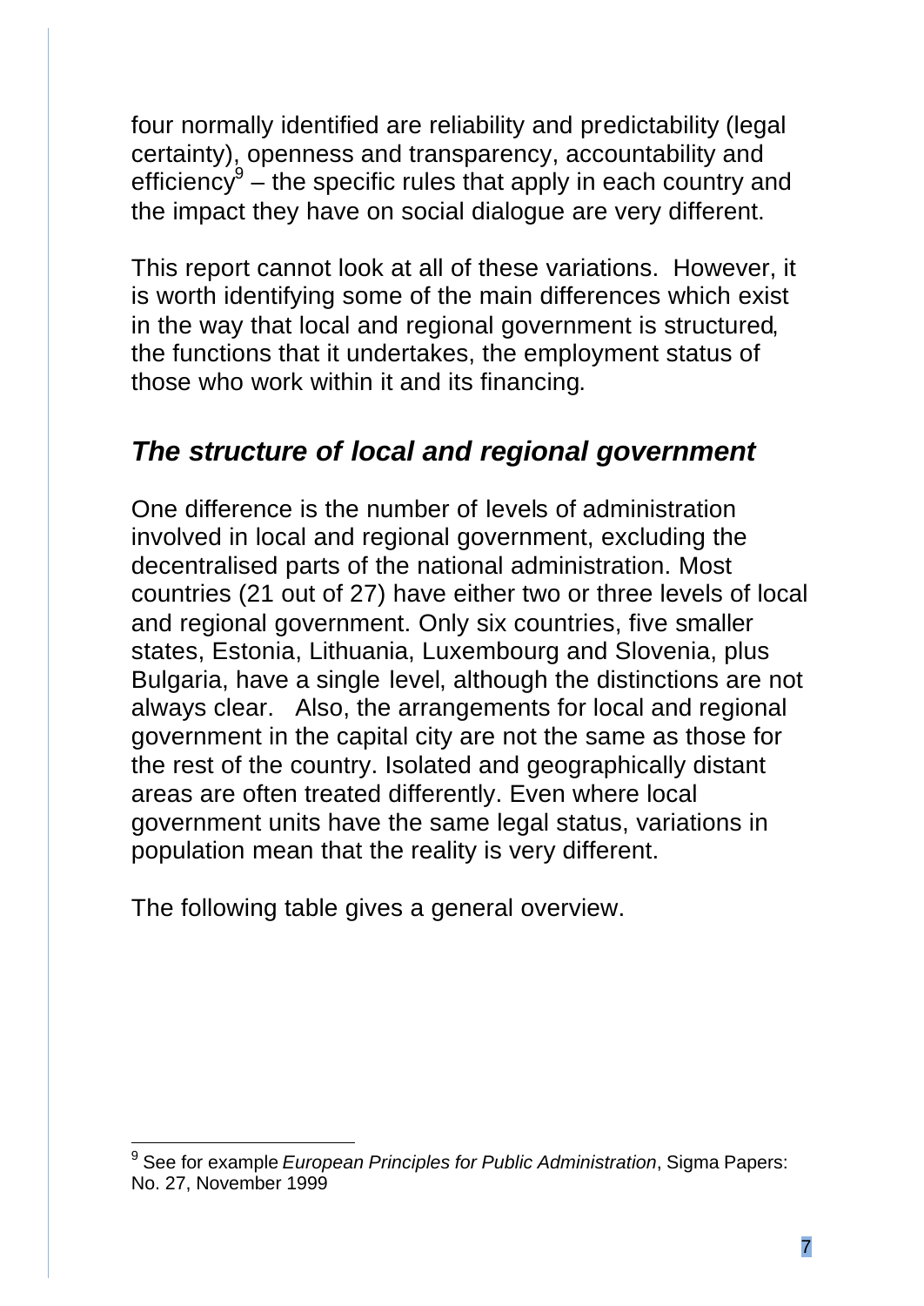four normally identified are reliability and predictability (legal certainty), openness and transparency, accountability and efficiency[9] – the specific rules that apply in each country and the impact they have on social dialogue are very different.

This report cannot look at all of these variations. However, it is worth identifying some of the main differences which exist in the way that local and regional government is structured, the functions that it undertakes, the employment status of those who work within it and its financing.

## *The structure of local and regional government*

One difference is the number of levels of administration involved in local and regional government, excluding the decentralised parts of the national administration. Most countries (21 out of 27) have either two or three levels of local and regional government. Only six countries, five smaller states, Estonia, Lithuania, Luxembourg and Slovenia, plus Bulgaria, have a single level, although the distinctions are not always clear. Also, the arrangements for local and regional government in the capital city are not the same as those for the rest of the country. Isolated and geographically distant areas are often treated differently. Even where local government units have the same legal status, variations in population mean that the reality is very different.

The following table gives a general overview.

[9] See for example *European Principles for Public Administration*, Sigma Papers: No. 27, November 1999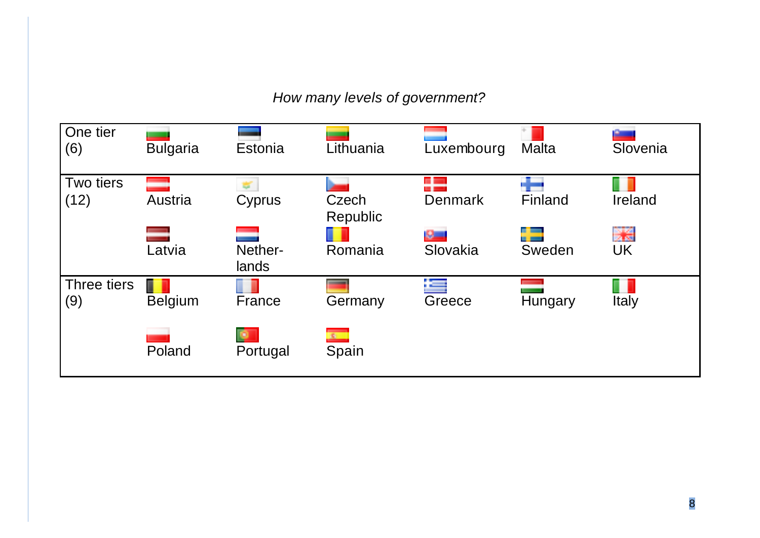*How many levels of government?*

| | | | | | | |
|---|---|---|---|---|---|---|
| One tier (6) | Bulgaria | Estonia | Lithuania | Luxembourg | Malta | Slovenia |
| Two tiers (12) | Austria | Cyprus | Czech Republic | Denmark | Finland | Ireland |
| | Latvia | Nether-lands | Romania | Slovakia | Sweden | UK |
| Three tiers (9) | Belgium | France | Germany | Greece | Hungary | Italy |
| | Poland | Portugal | Spain | | | |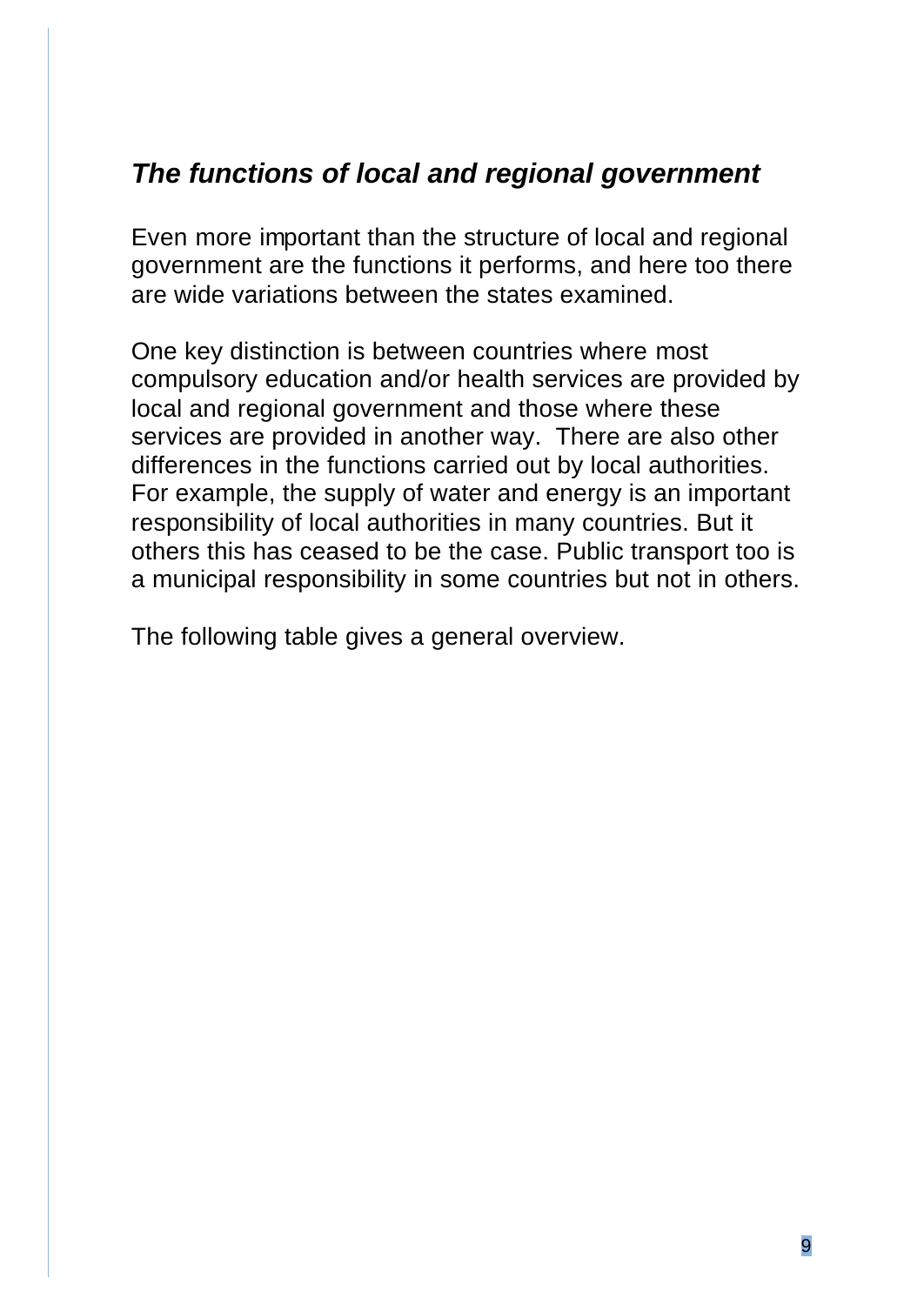## *The functions of local and regional government*

Even more important than the structure of local and regional government are the functions it performs, and here too there are wide variations between the states examined.

One key distinction is between countries where most compulsory education and/or health services are provided by local and regional government and those where these services are provided in another way. There are also other differences in the functions carried out by local authorities. For example, the supply of water and energy is an important responsibility of local authorities in many countries. But it others this has ceased to be the case. Public transport too is a municipal responsibility in some countries but not in others.

The following table gives a general overview.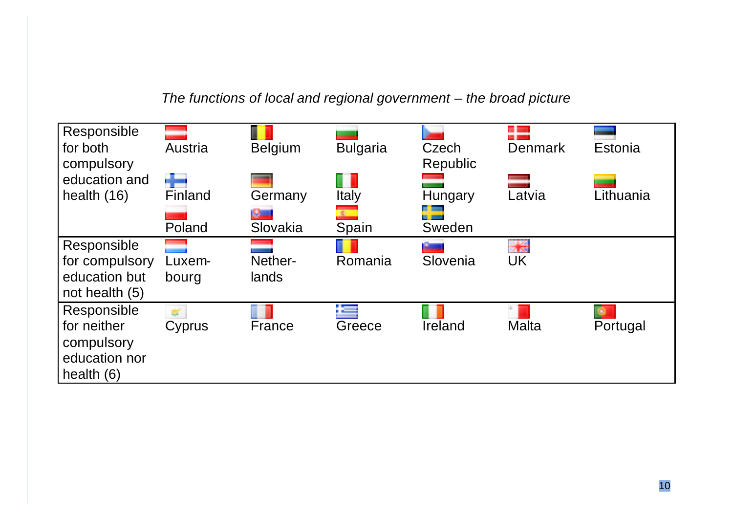*The functions of local and regional government – the broad picture*

| Category | | | | | | |
|---|---|---|---|---|---|---|
| Responsible for both compulsory education and health (16) | Austria | Belgium | Bulgaria | Czech Republic | Denmark | Estonia |
| | Finland | Germany | Italy | Hungary | Latvia | Lithuania |
| | Poland | Slovakia | Spain | Sweden | | |
| Responsible for compulsory education but not health (5) | Luxem-bourg | Nether-lands | Romania | Slovenia | UK | |
| Responsible for neither compulsory education nor health (6) | Cyprus | France | Greece | Ireland | Malta | Portugal |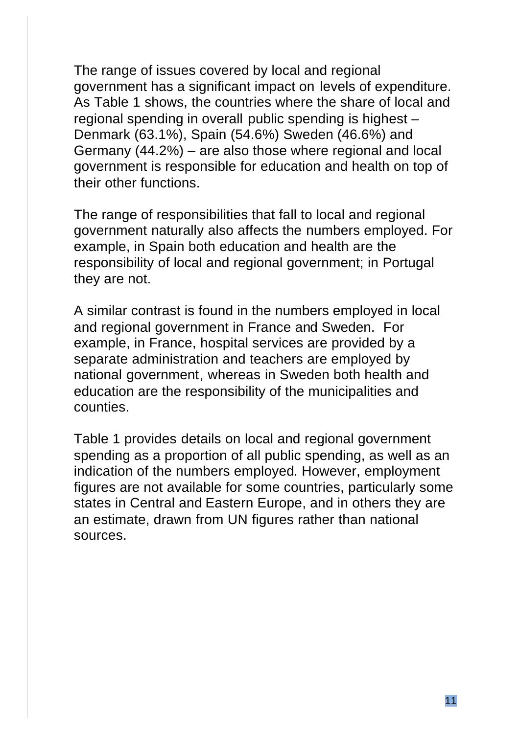The range of issues covered by local and regional government has a significant impact on levels of expenditure. As Table 1 shows, the countries where the share of local and regional spending in overall public spending is highest – Denmark (63.1%), Spain (54.6%) Sweden (46.6%) and Germany (44.2%) – are also those where regional and local government is responsible for education and health on top of their other functions.

The range of responsibilities that fall to local and regional government naturally also affects the numbers employed. For example, in Spain both education and health are the responsibility of local and regional government; in Portugal they are not.

A similar contrast is found in the numbers employed in local and regional government in France and Sweden. For example, in France, hospital services are provided by a separate administration and teachers are employed by national government, whereas in Sweden both health and education are the responsibility of the municipalities and counties.

Table 1 provides details on local and regional government spending as a proportion of all public spending, as well as an indication of the numbers employed. However, employment figures are not available for some countries, particularly some states in Central and Eastern Europe, and in others they are an estimate, drawn from UN figures rather than national sources.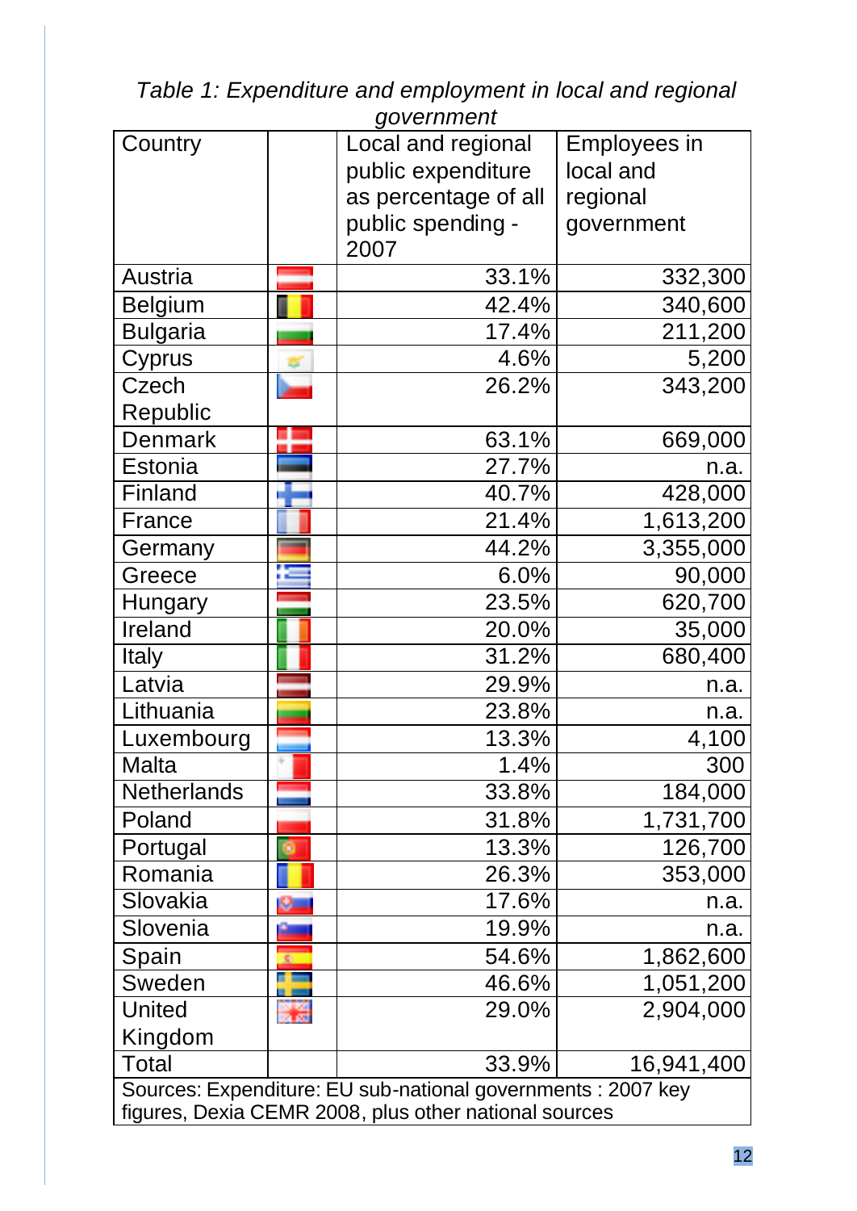*Table 1: Expenditure and employment in local and regional government*

| Country | | Local and regional public expenditure as percentage of all public spending - 2007 | Employees in local and regional government |
|---|---|---|---|
| Austria | | 33.1% | 332,300 |
| Belgium | | 42.4% | 340,600 |
| Bulgaria | | 17.4% | 211,200 |
| Cyprus | | 4.6% | 5,200 |
| Czech Republic | | 26.2% | 343,200 |
| Denmark | | 63.1% | 669,000 |
| Estonia | | 27.7% | n.a. |
| Finland | | 40.7% | 428,000 |
| France | | 21.4% | 1,613,200 |
| Germany | | 44.2% | 3,355,000 |
| Greece | | 6.0% | 90,000 |
| Hungary | | 23.5% | 620,700 |
| Ireland | | 20.0% | 35,000 |
| Italy | | 31.2% | 680,400 |
| Latvia | | 29.9% | n.a. |
| Lithuania | | 23.8% | n.a. |
| Luxembourg | | 13.3% | 4,100 |
| Malta | | 1.4% | 300 |
| Netherlands | | 33.8% | 184,000 |
| Poland | | 31.8% | 1,731,700 |
| Portugal | | 13.3% | 126,700 |
| Romania | | 26.3% | 353,000 |
| Slovakia | | 17.6% | n.a. |
| Slovenia | | 19.9% | n.a. |
| Spain | | 54.6% | 1,862,600 |
| Sweden | | 46.6% | 1,051,200 |
| United Kingdom | | 29.0% | 2,904,000 |
| Total | | 33.9% | 16,941,400 |

Sources: Expenditure: EU sub-national governments : 2007 key figures, Dexia CEMR 2008, plus other national sources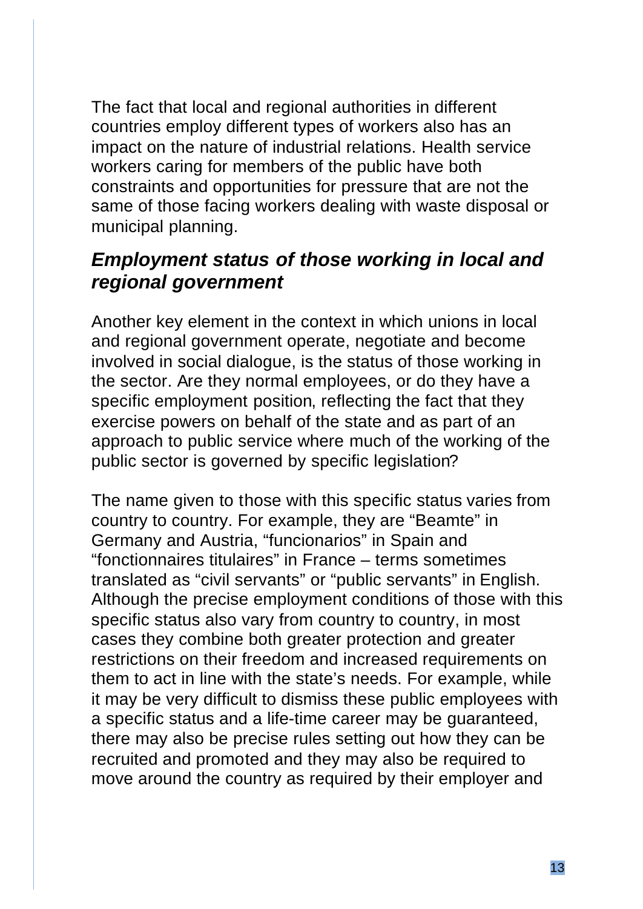The fact that local and regional authorities in different countries employ different types of workers also has an impact on the nature of industrial relations. Health service workers caring for members of the public have both constraints and opportunities for pressure that are not the same of those facing workers dealing with waste disposal or municipal planning.

### *Employment status of those working in local and regional government*

Another key element in the context in which unions in local and regional government operate, negotiate and become involved in social dialogue, is the status of those working in the sector. Are they normal employees, or do they have a specific employment position, reflecting the fact that they exercise powers on behalf of the state and as part of an approach to public service where much of the working of the public sector is governed by specific legislation?

The name given to those with this specific status varies from country to country. For example, they are "Beamte" in Germany and Austria, "funcionarios" in Spain and "fonctionnaires titulaires" in France – terms sometimes translated as "civil servants" or "public servants" in English. Although the precise employment conditions of those with this specific status also vary from country to country, in most cases they combine both greater protection and greater restrictions on their freedom and increased requirements on them to act in line with the state's needs. For example, while it may be very difficult to dismiss these public employees with a specific status and a life-time career may be guaranteed, there may also be precise rules setting out how they can be recruited and promoted and they may also be required to move around the country as required by their employer and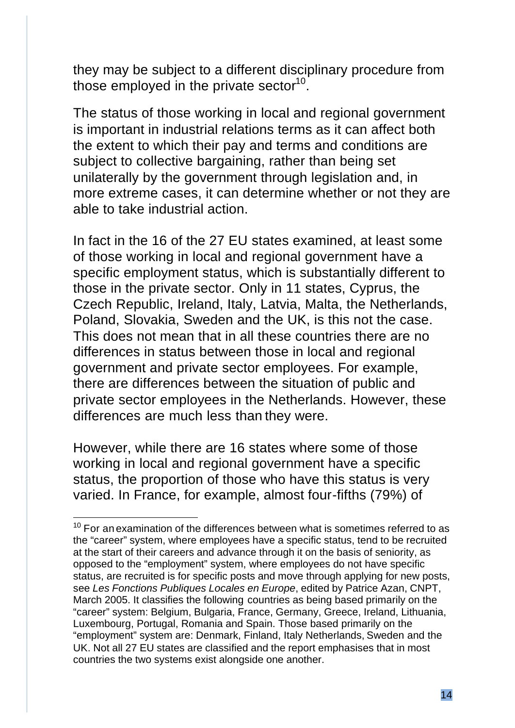they may be subject to a different disciplinary procedure from those employed in the private sector[10].

The status of those working in local and regional government is important in industrial relations terms as it can affect both the extent to which their pay and terms and conditions are subject to collective bargaining, rather than being set unilaterally by the government through legislation and, in more extreme cases, it can determine whether or not they are able to take industrial action.

In fact in the 16 of the 27 EU states examined, at least some of those working in local and regional government have a specific employment status, which is substantially different to those in the private sector. Only in 11 states, Cyprus, the Czech Republic, Ireland, Italy, Latvia, Malta, the Netherlands, Poland, Slovakia, Sweden and the UK, is this not the case. This does not mean that in all these countries there are no differences in status between those in local and regional government and private sector employees. For example, there are differences between the situation of public and private sector employees in the Netherlands. However, these differences are much less than they were.

However, while there are 16 states where some of those working in local and regional government have a specific status, the proportion of those who have this status is very varied. In France, for example, almost four-fifths (79%) of

[10] For an examination of the differences between what is sometimes referred to as the "career" system, where employees have a specific status, tend to be recruited at the start of their careers and advance through it on the basis of seniority, as opposed to the "employment" system, where employees do not have specific status, are recruited is for specific posts and move through applying for new posts, see *Les Fonctions Publiques Locales en Europe*, edited by Patrice Azan, CNPT, March 2005. It classifies the following countries as being based primarily on the "career" system: Belgium, Bulgaria, France, Germany, Greece, Ireland, Lithuania, Luxembourg, Portugal, Romania and Spain. Those based primarily on the "employment" system are: Denmark, Finland, Italy Netherlands, Sweden and the UK. Not all 27 EU states are classified and the report emphasises that in most countries the two systems exist alongside one another.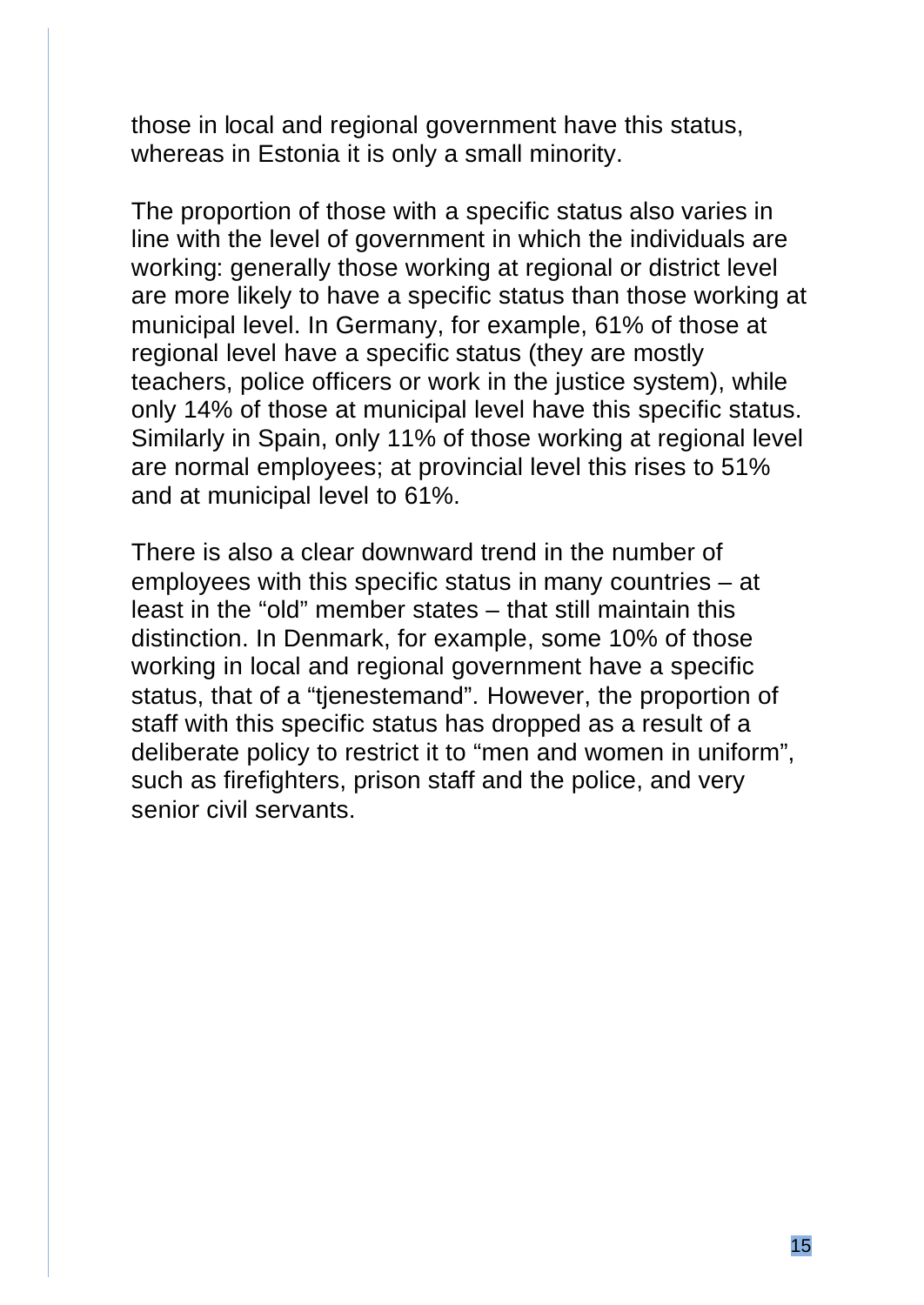those in local and regional government have this status, whereas in Estonia it is only a small minority.

The proportion of those with a specific status also varies in line with the level of government in which the individuals are working: generally those working at regional or district level are more likely to have a specific status than those working at municipal level. In Germany, for example, 61% of those at regional level have a specific status (they are mostly teachers, police officers or work in the justice system), while only 14% of those at municipal level have this specific status. Similarly in Spain, only 11% of those working at regional level are normal employees; at provincial level this rises to 51% and at municipal level to 61%.

There is also a clear downward trend in the number of employees with this specific status in many countries – at least in the "old" member states – that still maintain this distinction. In Denmark, for example, some 10% of those working in local and regional government have a specific status, that of a "tjenestemand". However, the proportion of staff with this specific status has dropped as a result of a deliberate policy to restrict it to "men and women in uniform", such as firefighters, prison staff and the police, and very senior civil servants.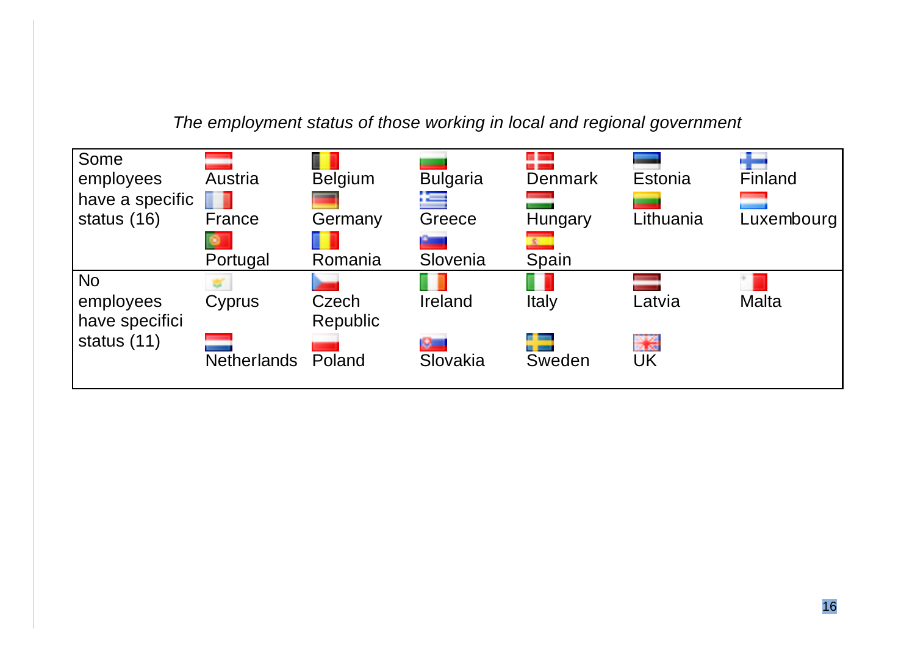*The employment status of those working in local and regional government*

| | | | | | | |
|---|---|---|---|---|---|---|
| Some employees have a specific status (16) | Austria | Belgium | Bulgaria | Denmark | Estonia | Finland |
| | France | Germany | Greece | Hungary | Lithuania | Luxembourg |
| | Portugal | Romania | Slovenia | Spain | | |
| No employees have specifici status (11) | Cyprus | Czech Republic | Ireland | Italy | Latvia | Malta |
| | Netherlands | Poland | Slovakia | Sweden | UK | |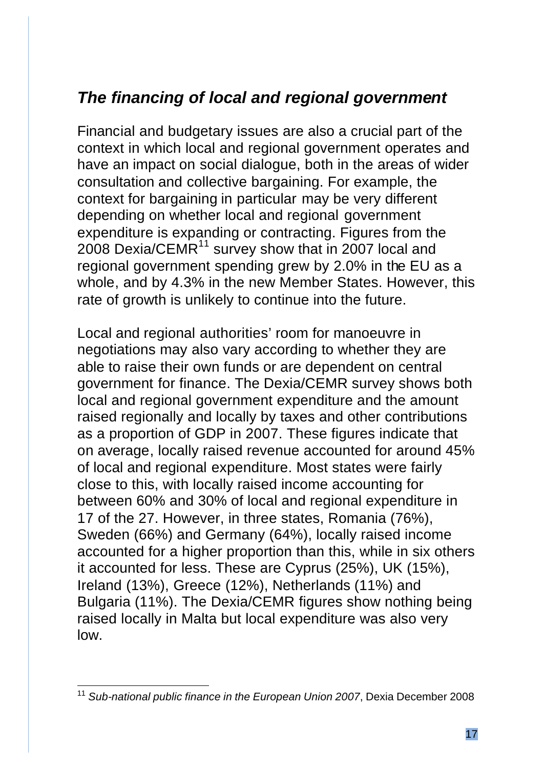## *The financing of local and regional government*

Financial and budgetary issues are also a crucial part of the context in which local and regional government operates and have an impact on social dialogue, both in the areas of wider consultation and collective bargaining. For example, the context for bargaining in particular may be very different depending on whether local and regional government expenditure is expanding or contracting. Figures from the 2008 Dexia/CEMR[11] survey show that in 2007 local and regional government spending grew by 2.0% in the EU as a whole, and by 4.3% in the new Member States. However, this rate of growth is unlikely to continue into the future.

Local and regional authorities' room for manoeuvre in negotiations may also vary according to whether they are able to raise their own funds or are dependent on central government for finance. The Dexia/CEMR survey shows both local and regional government expenditure and the amount raised regionally and locally by taxes and other contributions as a proportion of GDP in 2007. These figures indicate that on average, locally raised revenue accounted for around 45% of local and regional expenditure. Most states were fairly close to this, with locally raised income accounting for between 60% and 30% of local and regional expenditure in 17 of the 27. However, in three states, Romania (76%), Sweden (66%) and Germany (64%), locally raised income accounted for a higher proportion than this, while in six others it accounted for less. These are Cyprus (25%), UK (15%), Ireland (13%), Greece (12%), Netherlands (11%) and Bulgaria (11%). The Dexia/CEMR figures show nothing being raised locally in Malta but local expenditure was also very low.

[11] *Sub-national public finance in the European Union 2007*, Dexia December 2008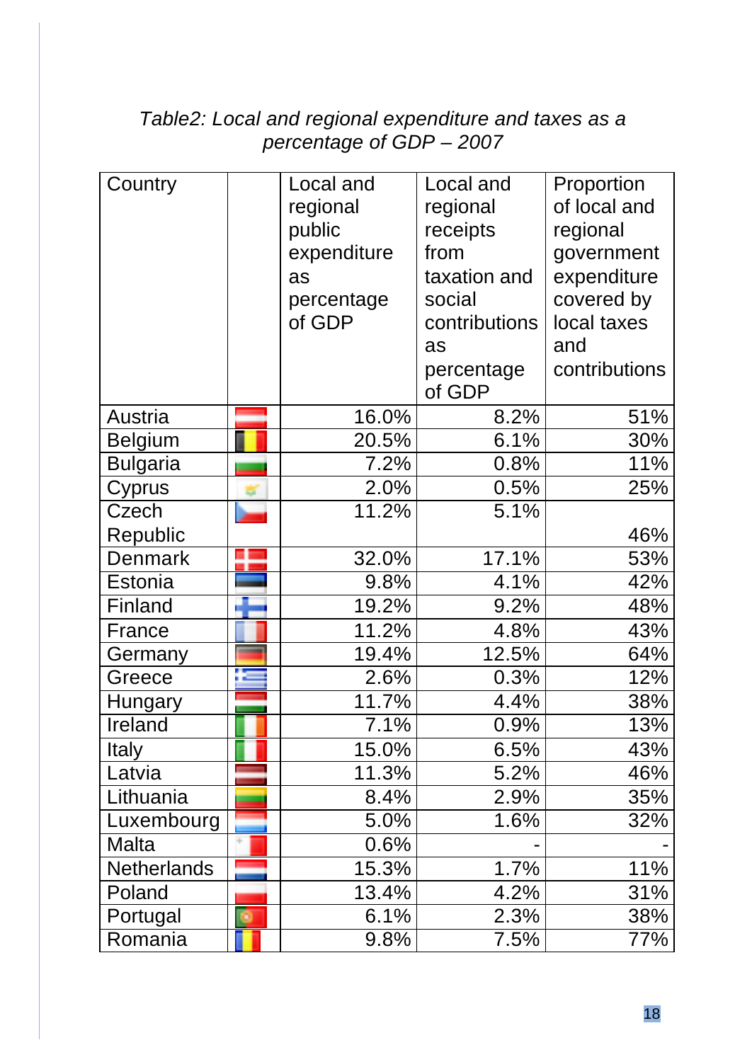*Table2: Local and regional expenditure and taxes as a percentage of GDP – 2007*

| Country | | Local and regional public expenditure as percentage of GDP | Local and regional receipts from taxation and social contributions as percentage of GDP | Proportion of local and regional government expenditure covered by local taxes and contributions |
|---|---|---|---|---|
| Austria | | 16.0% | 8.2% | 51% |
| Belgium | | 20.5% | 6.1% | 30% |
| Bulgaria | | 7.2% | 0.8% | 11% |
| Cyprus | | 2.0% | 0.5% | 25% |
| Czech Republic | | 11.2% | 5.1% | 46% |
| Denmark | | 32.0% | 17.1% | 53% |
| Estonia | | 9.8% | 4.1% | 42% |
| Finland | | 19.2% | 9.2% | 48% |
| France | | 11.2% | 4.8% | 43% |
| Germany | | 19.4% | 12.5% | 64% |
| Greece | | 2.6% | 0.3% | 12% |
| Hungary | | 11.7% | 4.4% | 38% |
| Ireland | | 7.1% | 0.9% | 13% |
| Italy | | 15.0% | 6.5% | 43% |
| Latvia | | 11.3% | 5.2% | 46% |
| Lithuania | | 8.4% | 2.9% | 35% |
| Luxembourg | | 5.0% | 1.6% | 32% |
| Malta | | 0.6% | - | - |
| Netherlands | | 15.3% | 1.7% | 11% |
| Poland | | 13.4% | 4.2% | 31% |
| Portugal | | 6.1% | 2.3% | 38% |
| Romania | | 9.8% | 7.5% | 77% |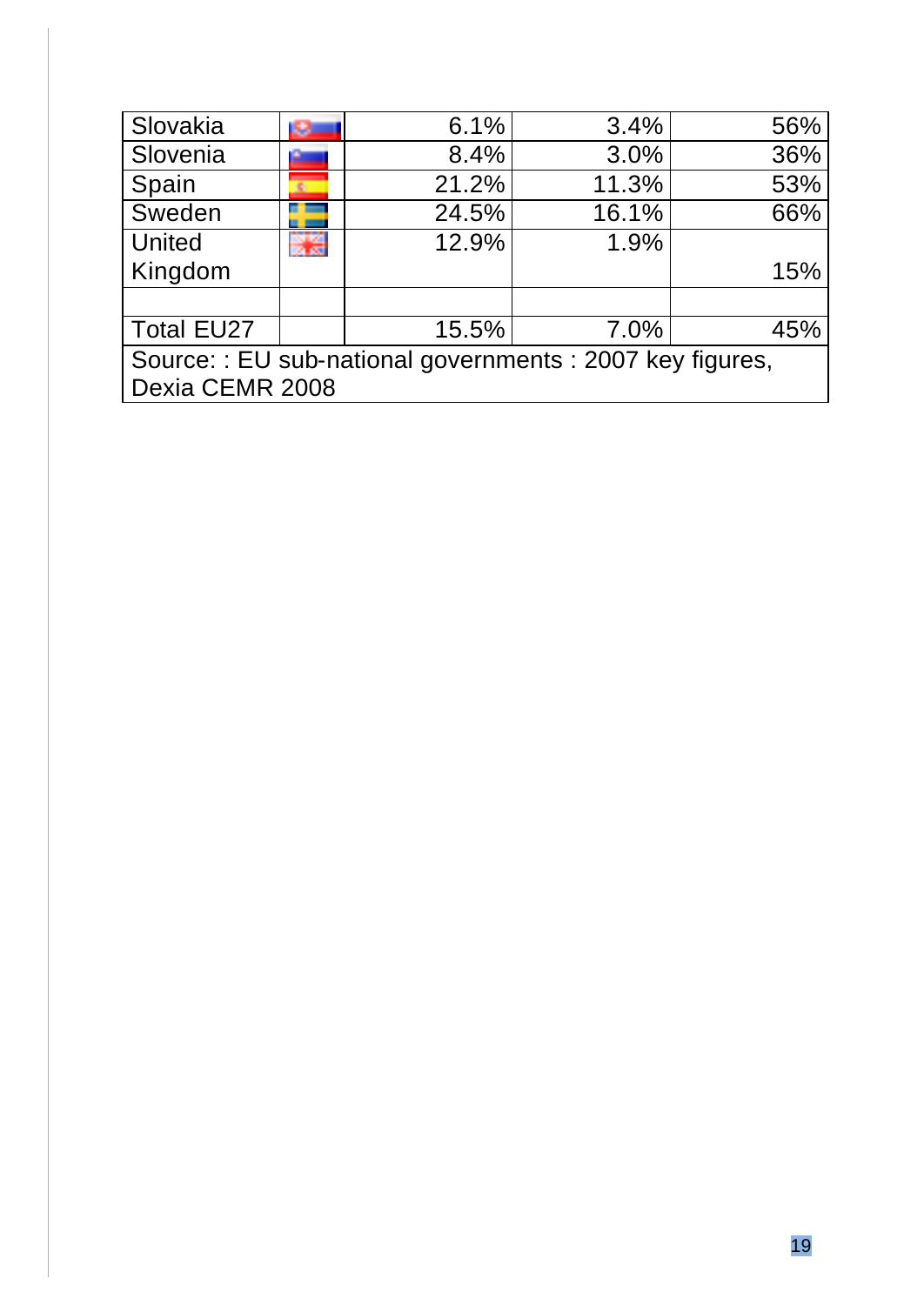| Slovakia | | 6.1% | 3.4% | 56% |
|---|---|---|---|---|
| Slovenia | | 8.4% | 3.0% | 36% |
| Spain | | 21.2% | 11.3% | 53% |
| Sweden | | 24.5% | 16.1% | 66% |
| United Kingdom | | 12.9% | 1.9% | 15% |
| | | | | |
| Total EU27 | | 15.5% | 7.0% | 45% |
| Source: : EU sub-national governments : 2007 key figures, Dexia CEMR 2008 | | | | |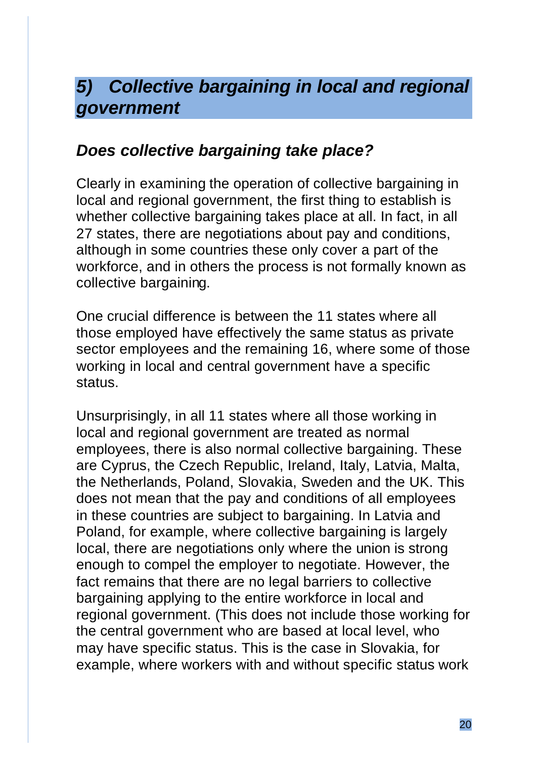## *5) Collective bargaining in local and regional government*

### *Does collective bargaining take place?*

Clearly in examining the operation of collective bargaining in local and regional government, the first thing to establish is whether collective bargaining takes place at all. In fact, in all 27 states, there are negotiations about pay and conditions, although in some countries these only cover a part of the workforce, and in others the process is not formally known as collective bargaining.

One crucial difference is between the 11 states where all those employed have effectively the same status as private sector employees and the remaining 16, where some of those working in local and central government have a specific status.

Unsurprisingly, in all 11 states where all those working in local and regional government are treated as normal employees, there is also normal collective bargaining. These are Cyprus, the Czech Republic, Ireland, Italy, Latvia, Malta, the Netherlands, Poland, Slovakia, Sweden and the UK. This does not mean that the pay and conditions of all employees in these countries are subject to bargaining. In Latvia and Poland, for example, where collective bargaining is largely local, there are negotiations only where the union is strong enough to compel the employer to negotiate. However, the fact remains that there are no legal barriers to collective bargaining applying to the entire workforce in local and regional government. (This does not include those working for the central government who are based at local level, who may have specific status. This is the case in Slovakia, for example, where workers with and without specific status work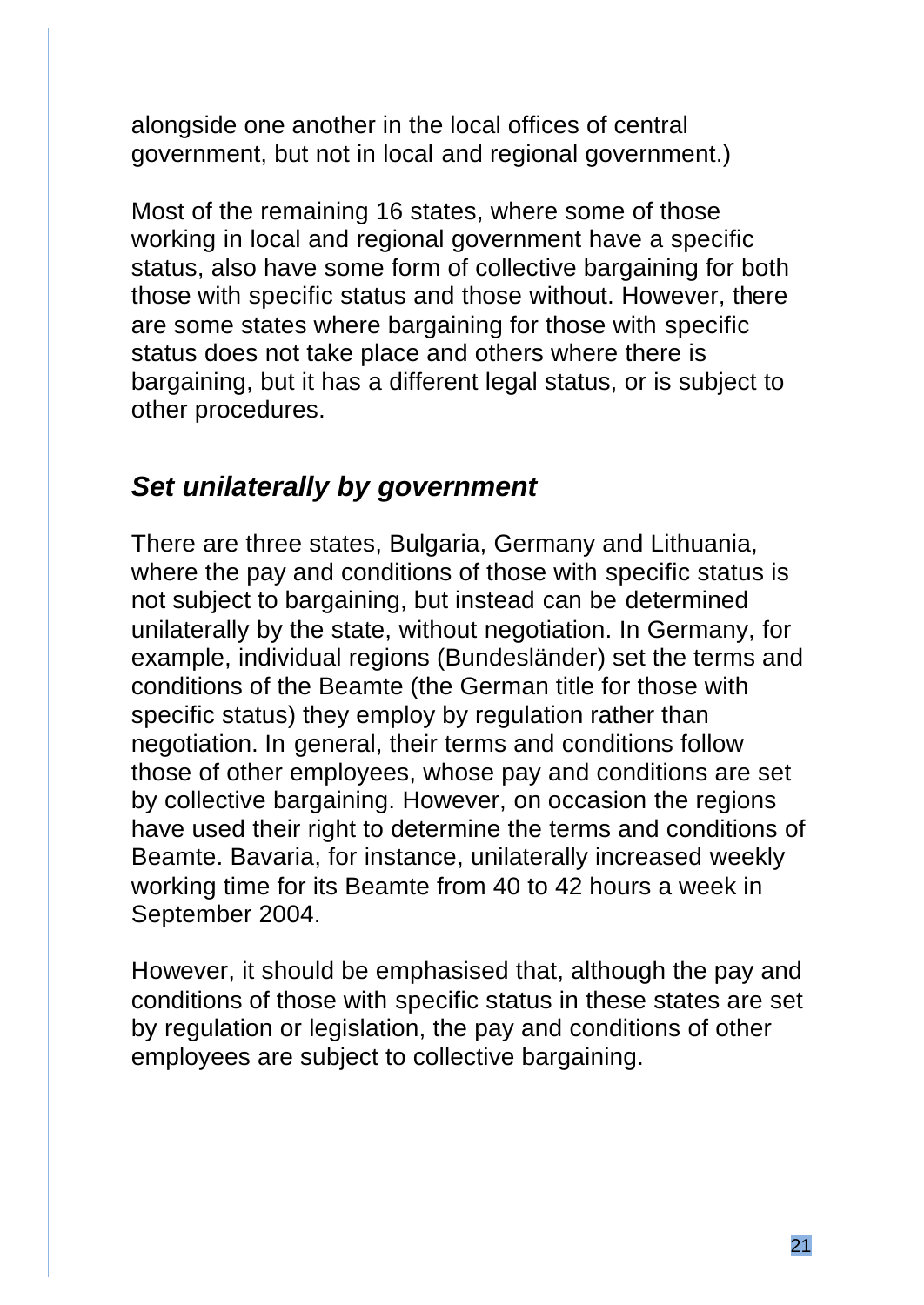alongside one another in the local offices of central government, but not in local and regional government.)

Most of the remaining 16 states, where some of those working in local and regional government have a specific status, also have some form of collective bargaining for both those with specific status and those without. However, there are some states where bargaining for those with specific status does not take place and others where there is bargaining, but it has a different legal status, or is subject to other procedures.

### *Set unilaterally by government*

There are three states, Bulgaria, Germany and Lithuania, where the pay and conditions of those with specific status is not subject to bargaining, but instead can be determined unilaterally by the state, without negotiation. In Germany, for example, individual regions (Bundesländer) set the terms and conditions of the Beamte (the German title for those with specific status) they employ by regulation rather than negotiation. In general, their terms and conditions follow those of other employees, whose pay and conditions are set by collective bargaining. However, on occasion the regions have used their right to determine the terms and conditions of Beamte. Bavaria, for instance, unilaterally increased weekly working time for its Beamte from 40 to 42 hours a week in September 2004.

However, it should be emphasised that, although the pay and conditions of those with specific status in these states are set by regulation or legislation, the pay and conditions of other employees are subject to collective bargaining.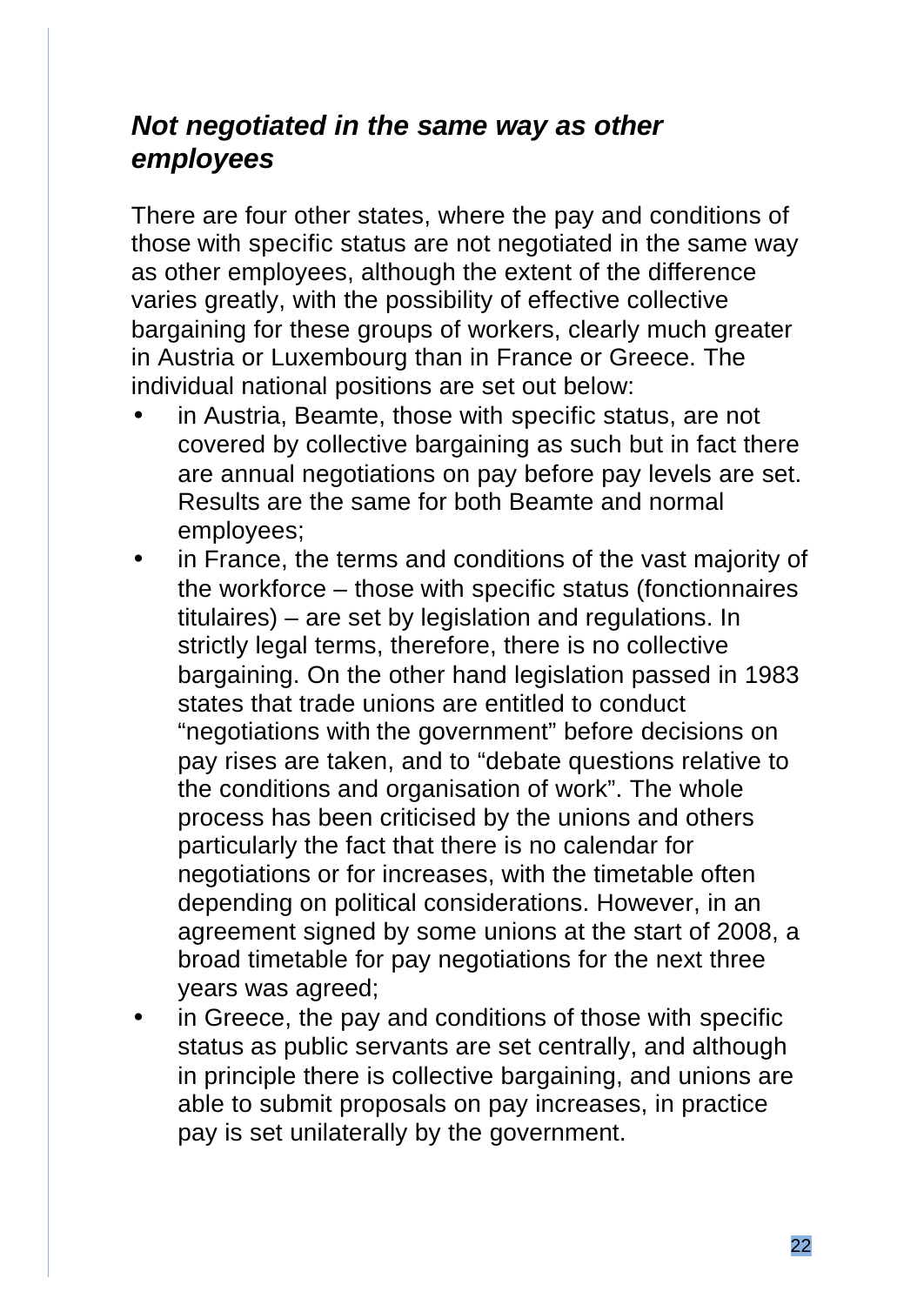### *Not negotiated in the same way as other employees*

There are four other states, where the pay and conditions of those with specific status are not negotiated in the same way as other employees, although the extent of the difference varies greatly, with the possibility of effective collective bargaining for these groups of workers, clearly much greater in Austria or Luxembourg than in France or Greece. The individual national positions are set out below:

- in Austria, Beamte, those with specific status, are not covered by collective bargaining as such but in fact there are annual negotiations on pay before pay levels are set. Results are the same for both Beamte and normal employees;
- in France, the terms and conditions of the vast majority of the workforce – those with specific status (fonctionnaires titulaires) – are set by legislation and regulations. In strictly legal terms, therefore, there is no collective bargaining. On the other hand legislation passed in 1983 states that trade unions are entitled to conduct "negotiations with the government" before decisions on pay rises are taken, and to "debate questions relative to the conditions and organisation of work". The whole process has been criticised by the unions and others particularly the fact that there is no calendar for negotiations or for increases, with the timetable often depending on political considerations. However, in an agreement signed by some unions at the start of 2008, a broad timetable for pay negotiations for the next three years was agreed;
- in Greece, the pay and conditions of those with specific status as public servants are set centrally, and although in principle there is collective bargaining, and unions are able to submit proposals on pay increases, in practice pay is set unilaterally by the government.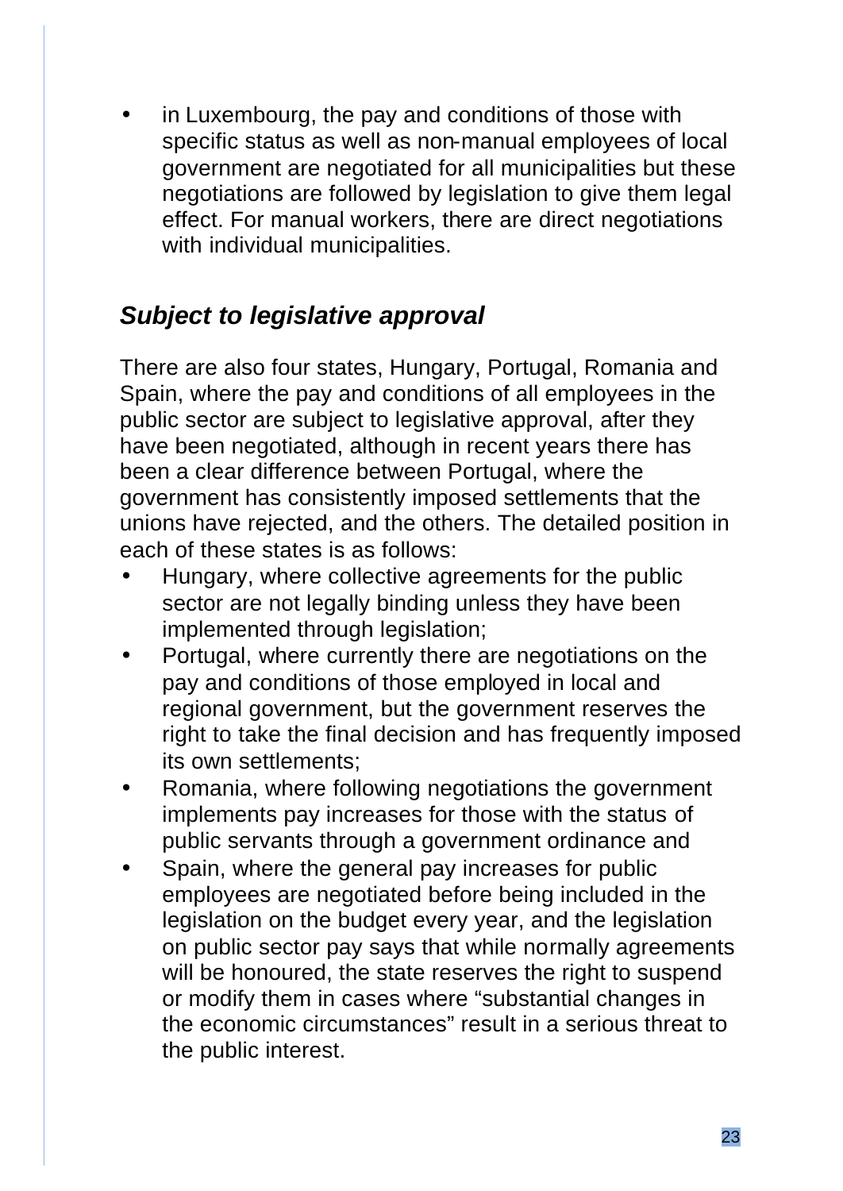- in Luxembourg, the pay and conditions of those with specific status as well as non-manual employees of local government are negotiated for all municipalities but these negotiations are followed by legislation to give them legal effect. For manual workers, there are direct negotiations with individual municipalities.

### *Subject to legislative approval*

There are also four states, Hungary, Portugal, Romania and Spain, where the pay and conditions of all employees in the public sector are subject to legislative approval, after they have been negotiated, although in recent years there has been a clear difference between Portugal, where the government has consistently imposed settlements that the unions have rejected, and the others. The detailed position in each of these states is as follows:

- Hungary, where collective agreements for the public sector are not legally binding unless they have been implemented through legislation;
- Portugal, where currently there are negotiations on the pay and conditions of those employed in local and regional government, but the government reserves the right to take the final decision and has frequently imposed its own settlements;
- Romania, where following negotiations the government implements pay increases for those with the status of public servants through a government ordinance and
- Spain, where the general pay increases for public employees are negotiated before being included in the legislation on the budget every year, and the legislation on public sector pay says that while normally agreements will be honoured, the state reserves the right to suspend or modify them in cases where "substantial changes in the economic circumstances" result in a serious threat to the public interest.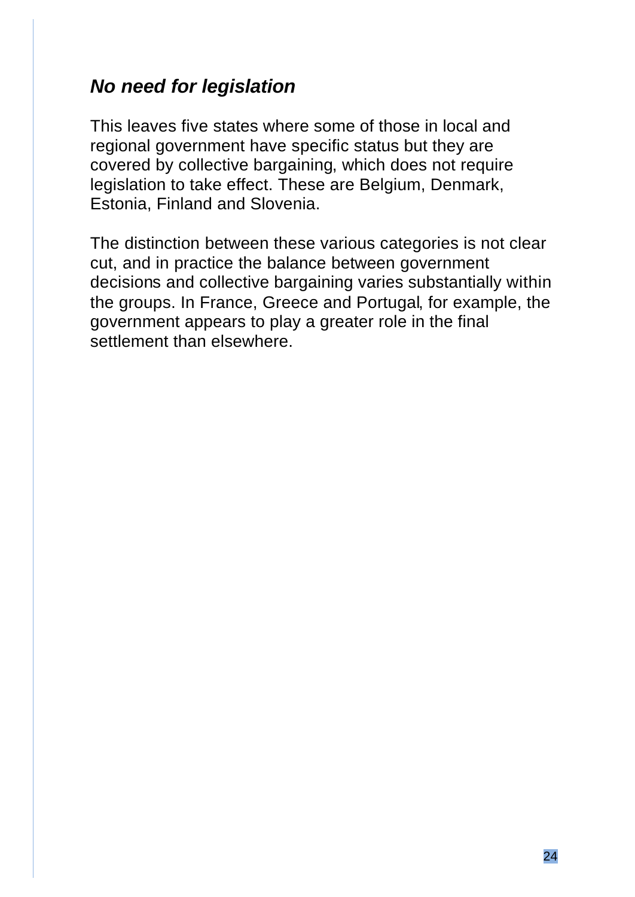### ***No need for legislation***

This leaves five states where some of those in local and regional government have specific status but they are covered by collective bargaining, which does not require legislation to take effect. These are Belgium, Denmark, Estonia, Finland and Slovenia.

The distinction between these various categories is not clear cut, and in practice the balance between government decisions and collective bargaining varies substantially within the groups. In France, Greece and Portugal, for example, the government appears to play a greater role in the final settlement than elsewhere.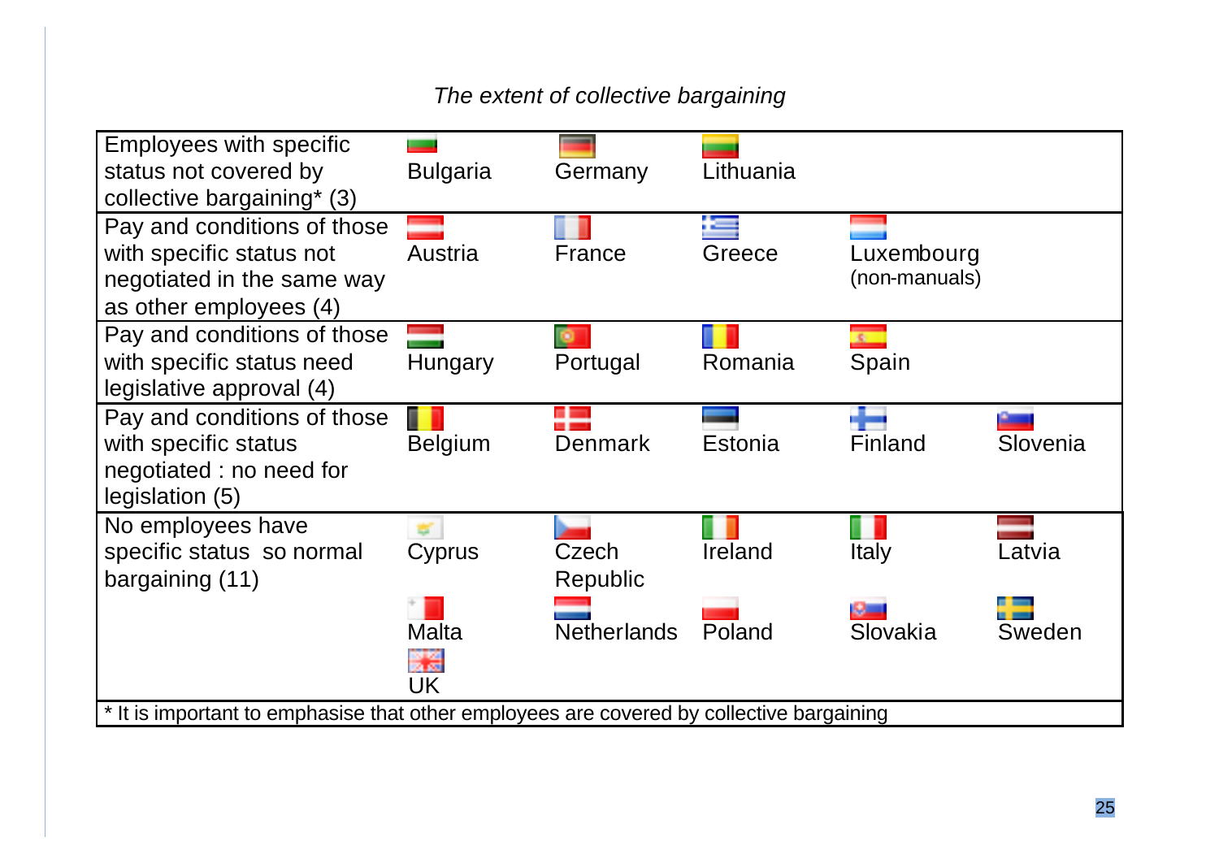*The extent of collective bargaining*

| Category | | | | | |
|---|---|---|---|---|---|
| Employees with specific status not covered by collective bargaining* (3) | Bulgaria | Germany | Lithuania | | |
| Pay and conditions of those with specific status not negotiated in the same way as other employees (4) | Austria | France | Greece | Luxembourg (non-manuals) | |
| Pay and conditions of those with specific status need legislative approval (4) | Hungary | Portugal | Romania | Spain | |
| Pay and conditions of those with specific status negotiated : no need for legislation (5) | Belgium | Denmark | Estonia | Finland | Slovenia |
| No employees have specific status so normal bargaining (11) | Cyprus | Czech Republic | Ireland | Italy | Latvia |
| | Malta | Netherlands | Poland | Slovakia | Sweden |
| | UK | | | | |

* It is important to emphasise that other employees are covered by collective bargaining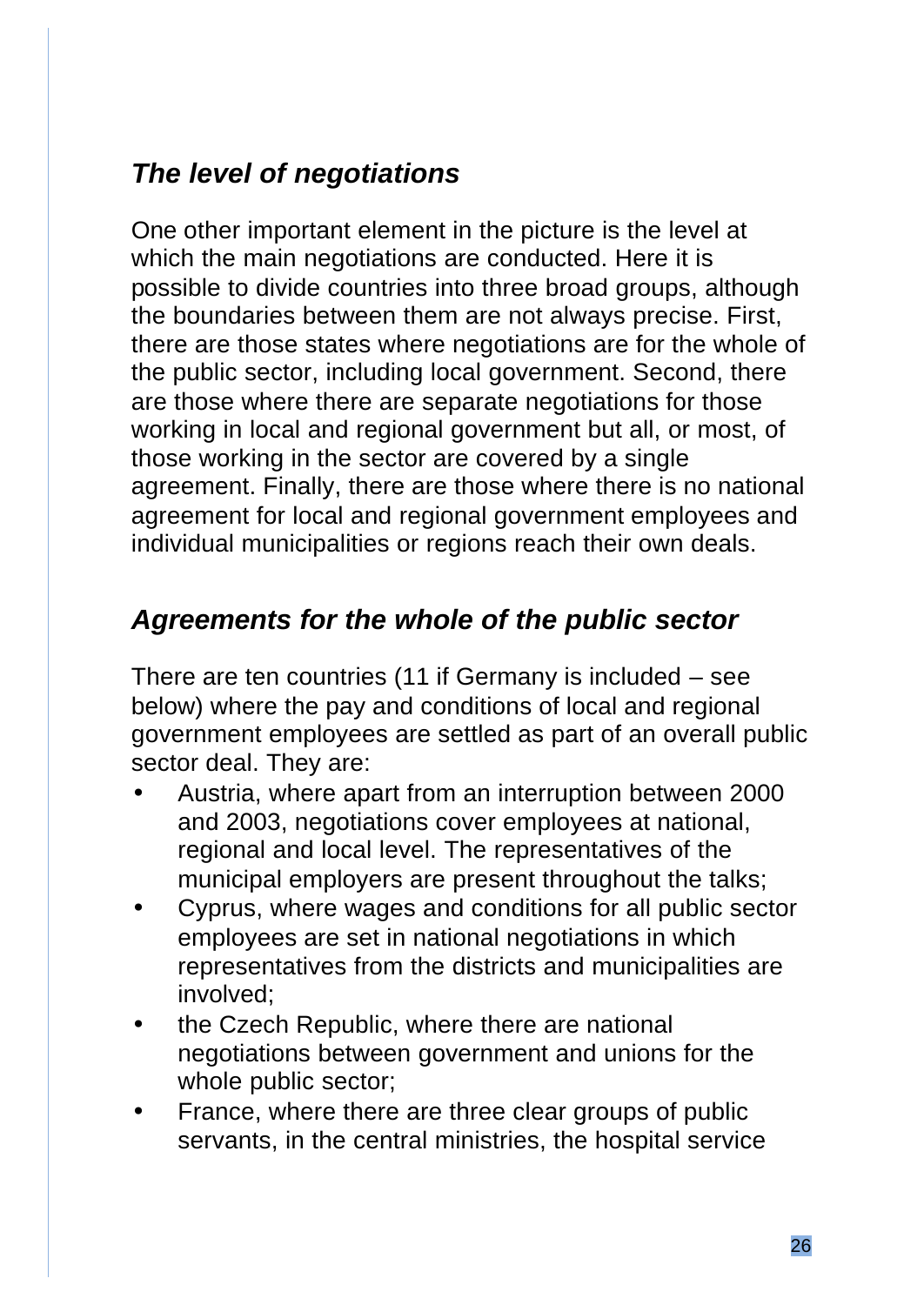### *The level of negotiations*

One other important element in the picture is the level at which the main negotiations are conducted. Here it is possible to divide countries into three broad groups, although the boundaries between them are not always precise. First, there are those states where negotiations are for the whole of the public sector, including local government. Second, there are those where there are separate negotiations for those working in local and regional government but all, or most, of those working in the sector are covered by a single agreement. Finally, there are those where there is no national agreement for local and regional government employees and individual municipalities or regions reach their own deals.

### *Agreements for the whole of the public sector*

There are ten countries (11 if Germany is included – see below) where the pay and conditions of local and regional government employees are settled as part of an overall public sector deal. They are:

- Austria, where apart from an interruption between 2000 and 2003, negotiations cover employees at national, regional and local level. The representatives of the municipal employers are present throughout the talks;
- Cyprus, where wages and conditions for all public sector employees are set in national negotiations in which representatives from the districts and municipalities are involved;
- the Czech Republic, where there are national negotiations between government and unions for the whole public sector;
- France, where there are three clear groups of public servants, in the central ministries, the hospital service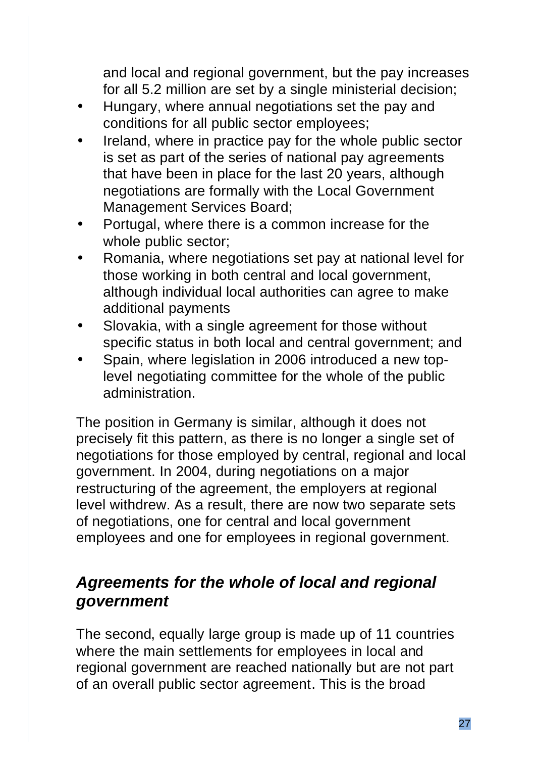and local and regional government, but the pay increases for all 5.2 million are set by a single ministerial decision;

- Hungary, where annual negotiations set the pay and conditions for all public sector employees;
- Ireland, where in practice pay for the whole public sector is set as part of the series of national pay agreements that have been in place for the last 20 years, although negotiations are formally with the Local Government Management Services Board;
- Portugal, where there is a common increase for the whole public sector;
- Romania, where negotiations set pay at national level for those working in both central and local government, although individual local authorities can agree to make additional payments
- Slovakia, with a single agreement for those without specific status in both local and central government; and
- Spain, where legislation in 2006 introduced a new top-level negotiating committee for the whole of the public administration.

The position in Germany is similar, although it does not precisely fit this pattern, as there is no longer a single set of negotiations for those employed by central, regional and local government. In 2004, during negotiations on a major restructuring of the agreement, the employers at regional level withdrew. As a result, there are now two separate sets of negotiations, one for central and local government employees and one for employees in regional government.

## *Agreements for the whole of local and regional government*

The second, equally large group is made up of 11 countries where the main settlements for employees in local and regional government are reached nationally but are not part of an overall public sector agreement. This is the broad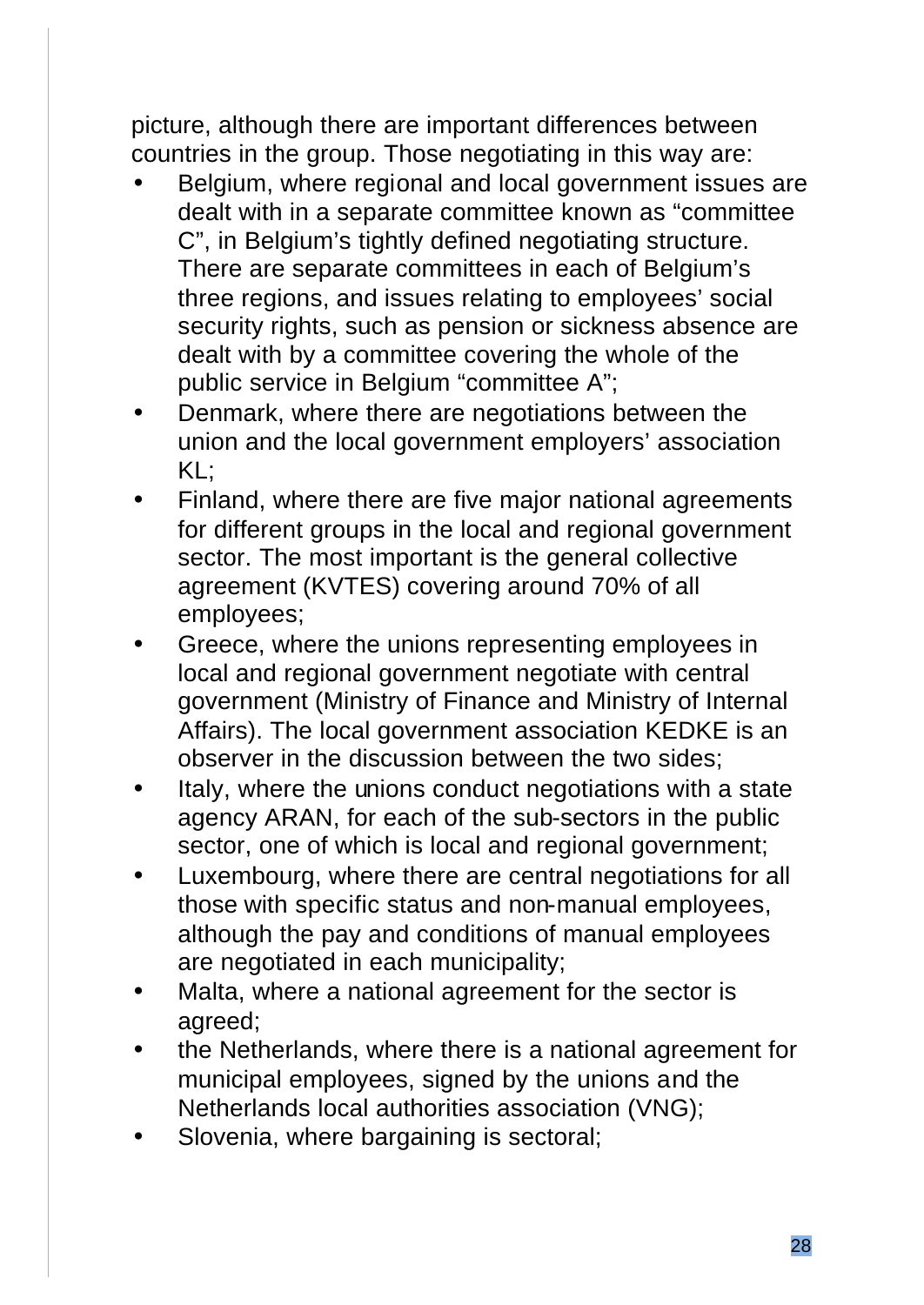picture, although there are important differences between countries in the group. Those negotiating in this way are:

- Belgium, where regional and local government issues are dealt with in a separate committee known as "committee C", in Belgium's tightly defined negotiating structure. There are separate committees in each of Belgium's three regions, and issues relating to employees' social security rights, such as pension or sickness absence are dealt with by a committee covering the whole of the public service in Belgium "committee A";
- Denmark, where there are negotiations between the union and the local government employers' association KL;
- Finland, where there are five major national agreements for different groups in the local and regional government sector. The most important is the general collective agreement (KVTES) covering around 70% of all employees;
- Greece, where the unions representing employees in local and regional government negotiate with central government (Ministry of Finance and Ministry of Internal Affairs). The local government association KEDKE is an observer in the discussion between the two sides;
- Italy, where the unions conduct negotiations with a state agency ARAN, for each of the sub-sectors in the public sector, one of which is local and regional government;
- Luxembourg, where there are central negotiations for all those with specific status and non-manual employees, although the pay and conditions of manual employees are negotiated in each municipality;
- Malta, where a national agreement for the sector is agreed;
- the Netherlands, where there is a national agreement for municipal employees, signed by the unions and the Netherlands local authorities association (VNG);
- Slovenia, where bargaining is sectoral;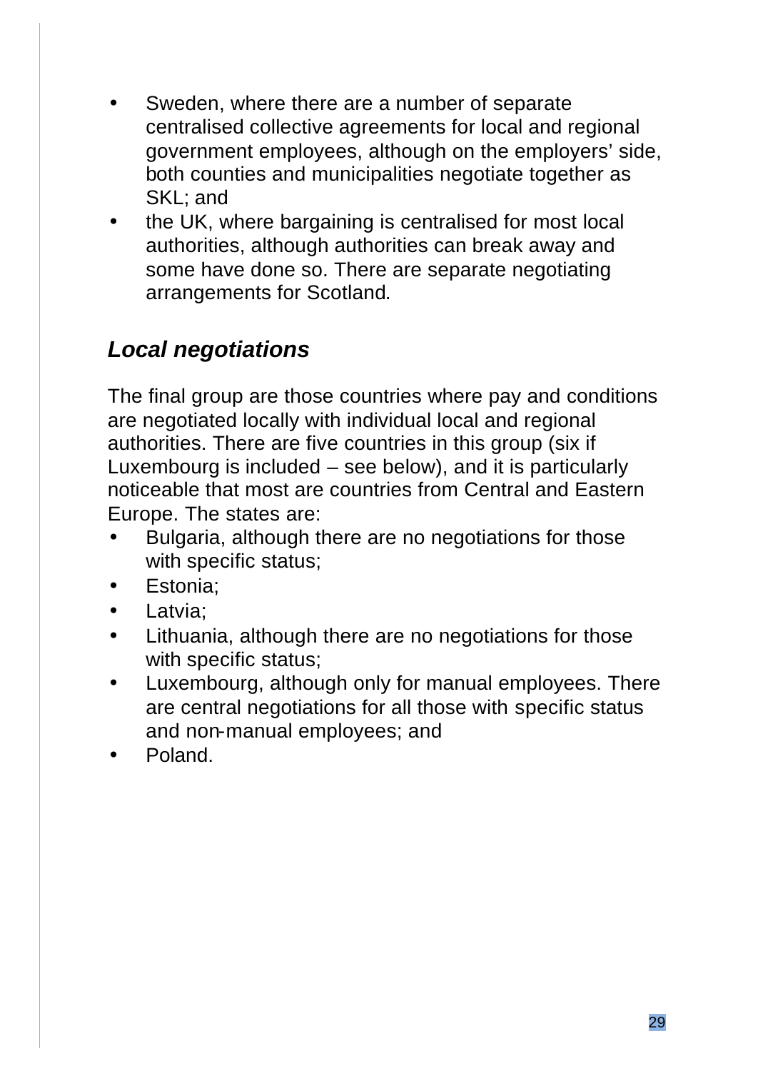- Sweden, where there are a number of separate centralised collective agreements for local and regional government employees, although on the employers' side, both counties and municipalities negotiate together as SKL; and
- the UK, where bargaining is centralised for most local authorities, although authorities can break away and some have done so. There are separate negotiating arrangements for Scotland.

### *Local negotiations*

The final group are those countries where pay and conditions are negotiated locally with individual local and regional authorities. There are five countries in this group (six if Luxembourg is included – see below), and it is particularly noticeable that most are countries from Central and Eastern Europe. The states are:

- Bulgaria, although there are no negotiations for those with specific status;
- Estonia;
- Latvia;
- Lithuania, although there are no negotiations for those with specific status;
- Luxembourg, although only for manual employees. There are central negotiations for all those with specific status and non-manual employees; and
- Poland.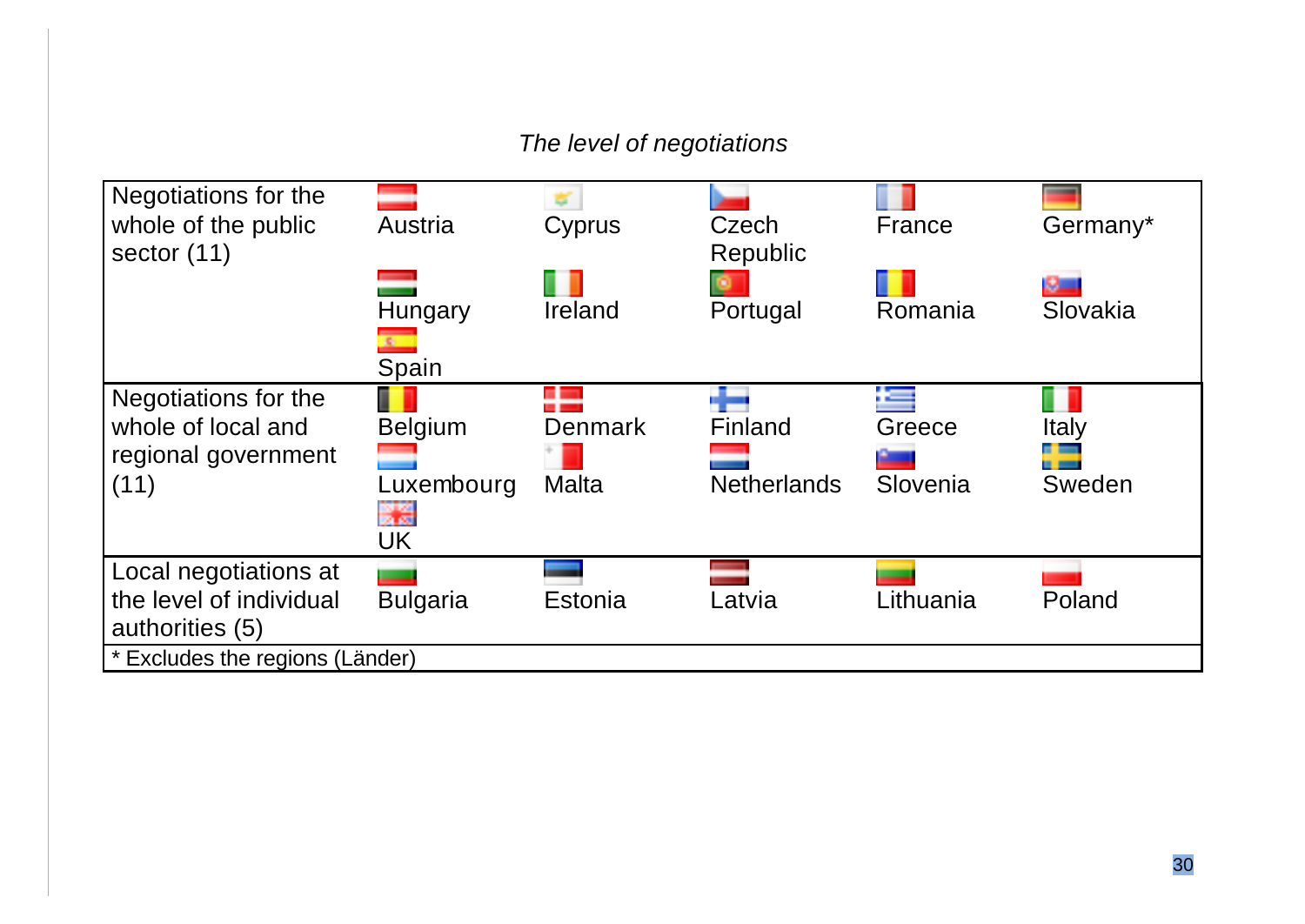*The level of negotiations*

| | | | | | |
|---|---|---|---|---|---|
| Negotiations for the whole of the public sector (11) | Austria | Cyprus | Czech Republic | France | Germany* |
| | Hungary | Ireland | Portugal | Romania | Slovakia |
| | Spain | | | | |
| Negotiations for the whole of local and regional government (11) | Belgium | Denmark | Finland | Greece | Italy |
| | Luxembourg | Malta | Netherlands | Slovenia | Sweden |
| | UK | | | | |
| Local negotiations at the level of individual authorities (5) | Bulgaria | Estonia | Latvia | Lithuania | Poland |
| * Excludes the regions (Länder) | | | | | |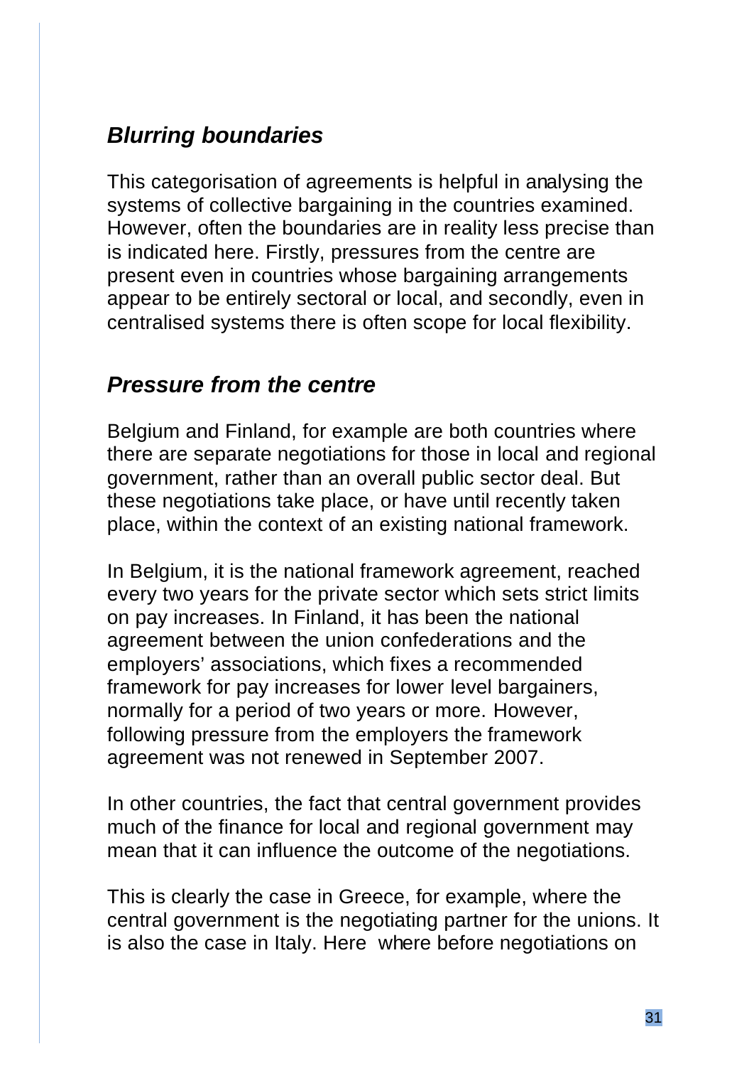## *Blurring boundaries*

This categorisation of agreements is helpful in analysing the systems of collective bargaining in the countries examined. However, often the boundaries are in reality less precise than is indicated here. Firstly, pressures from the centre are present even in countries whose bargaining arrangements appear to be entirely sectoral or local, and secondly, even in centralised systems there is often scope for local flexibility.

## *Pressure from the centre*

Belgium and Finland, for example are both countries where there are separate negotiations for those in local and regional government, rather than an overall public sector deal. But these negotiations take place, or have until recently taken place, within the context of an existing national framework.

In Belgium, it is the national framework agreement, reached every two years for the private sector which sets strict limits on pay increases. In Finland, it has been the national agreement between the union confederations and the employers' associations, which fixes a recommended framework for pay increases for lower level bargainers, normally for a period of two years or more. However, following pressure from the employers the framework agreement was not renewed in September 2007.

In other countries, the fact that central government provides much of the finance for local and regional government may mean that it can influence the outcome of the negotiations.

This is clearly the case in Greece, for example, where the central government is the negotiating partner for the unions. It is also the case in Italy. Here where before negotiations on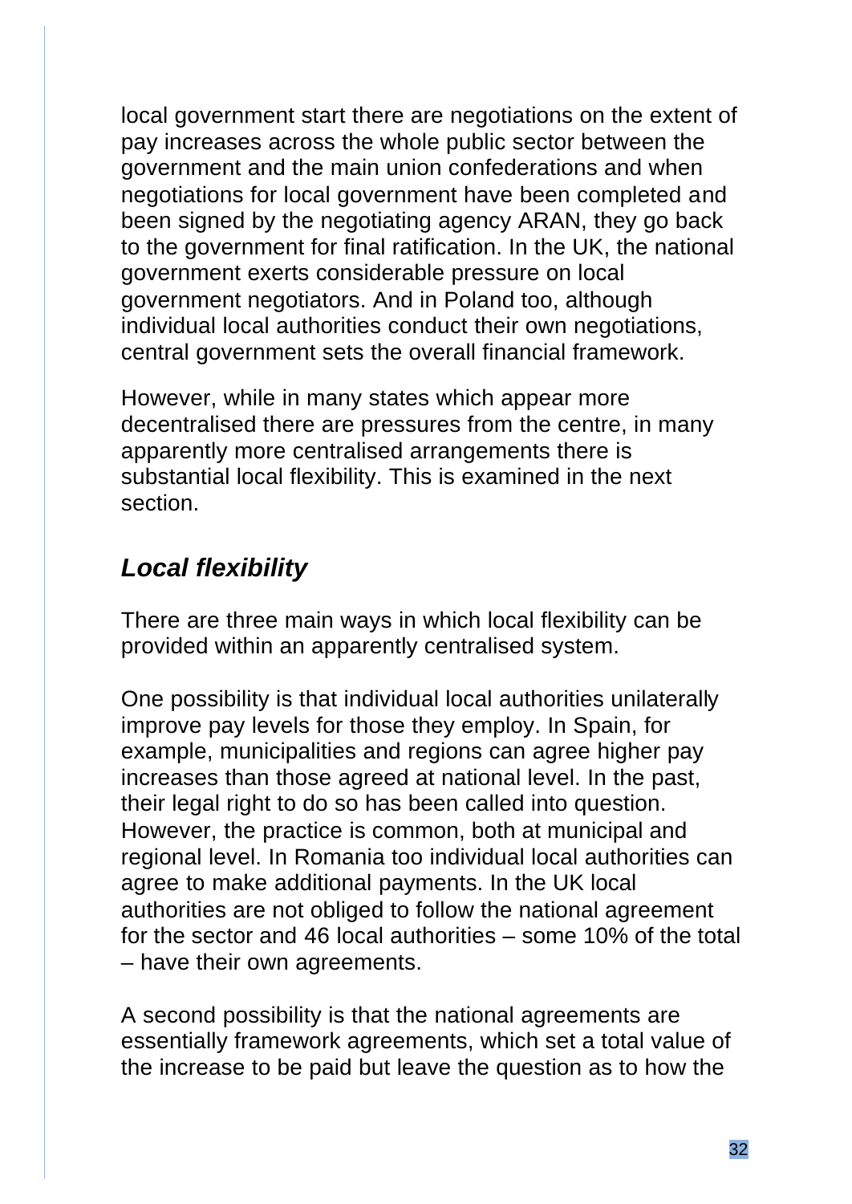local government start there are negotiations on the extent of pay increases across the whole public sector between the government and the main union confederations and when negotiations for local government have been completed and been signed by the negotiating agency ARAN, they go back to the government for final ratification. In the UK, the national government exerts considerable pressure on local government negotiators. And in Poland too, although individual local authorities conduct their own negotiations, central government sets the overall financial framework.

However, while in many states which appear more decentralised there are pressures from the centre, in many apparently more centralised arrangements there is substantial local flexibility. This is examined in the next section.

### *Local flexibility*

There are three main ways in which local flexibility can be provided within an apparently centralised system.

One possibility is that individual local authorities unilaterally improve pay levels for those they employ. In Spain, for example, municipalities and regions can agree higher pay increases than those agreed at national level. In the past, their legal right to do so has been called into question. However, the practice is common, both at municipal and regional level. In Romania too individual local authorities can agree to make additional payments. In the UK local authorities are not obliged to follow the national agreement for the sector and 46 local authorities – some 10% of the total – have their own agreements.

A second possibility is that the national agreements are essentially framework agreements, which set a total value of the increase to be paid but leave the question as to how the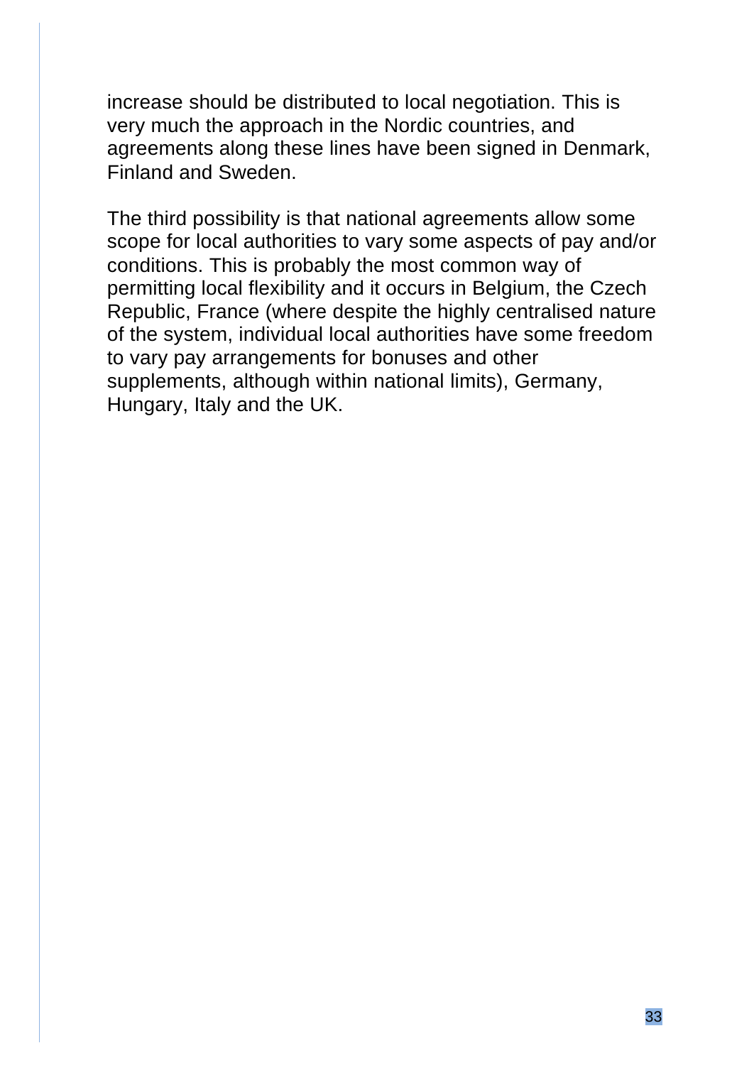increase should be distributed to local negotiation. This is very much the approach in the Nordic countries, and agreements along these lines have been signed in Denmark, Finland and Sweden.

The third possibility is that national agreements allow some scope for local authorities to vary some aspects of pay and/or conditions. This is probably the most common way of permitting local flexibility and it occurs in Belgium, the Czech Republic, France (where despite the highly centralised nature of the system, individual local authorities have some freedom to vary pay arrangements for bonuses and other supplements, although within national limits), Germany, Hungary, Italy and the UK.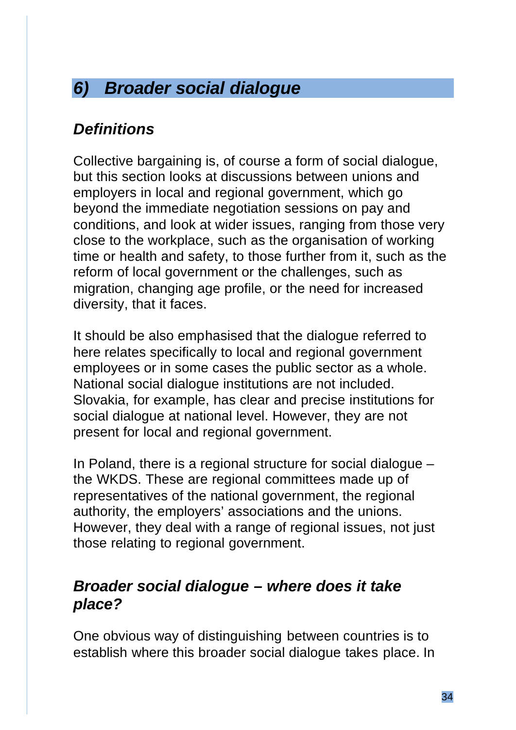## *6) Broader social dialogue*

### *Definitions*

Collective bargaining is, of course a form of social dialogue, but this section looks at discussions between unions and employers in local and regional government, which go beyond the immediate negotiation sessions on pay and conditions, and look at wider issues, ranging from those very close to the workplace, such as the organisation of working time or health and safety, to those further from it, such as the reform of local government or the challenges, such as migration, changing age profile, or the need for increased diversity, that it faces.

It should be also emphasised that the dialogue referred to here relates specifically to local and regional government employees or in some cases the public sector as a whole. National social dialogue institutions are not included. Slovakia, for example, has clear and precise institutions for social dialogue at national level. However, they are not present for local and regional government.

In Poland, there is a regional structure for social dialogue – the WKDS. These are regional committees made up of representatives of the national government, the regional authority, the employers' associations and the unions. However, they deal with a range of regional issues, not just those relating to regional government.

### *Broader social dialogue – where does it take place?*

One obvious way of distinguishing between countries is to establish where this broader social dialogue takes place. In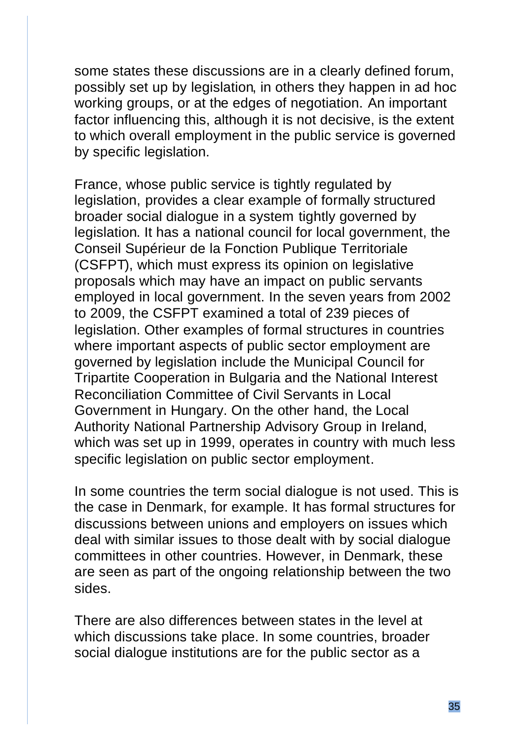some states these discussions are in a clearly defined forum, possibly set up by legislation, in others they happen in ad hoc working groups, or at the edges of negotiation. An important factor influencing this, although it is not decisive, is the extent to which overall employment in the public service is governed by specific legislation.

France, whose public service is tightly regulated by legislation, provides a clear example of formally structured broader social dialogue in a system tightly governed by legislation. It has a national council for local government, the Conseil Supérieur de la Fonction Publique Territoriale (CSFPT), which must express its opinion on legislative proposals which may have an impact on public servants employed in local government. In the seven years from 2002 to 2009, the CSFPT examined a total of 239 pieces of legislation. Other examples of formal structures in countries where important aspects of public sector employment are governed by legislation include the Municipal Council for Tripartite Cooperation in Bulgaria and the National Interest Reconciliation Committee of Civil Servants in Local Government in Hungary. On the other hand, the Local Authority National Partnership Advisory Group in Ireland, which was set up in 1999, operates in country with much less specific legislation on public sector employment.

In some countries the term social dialogue is not used. This is the case in Denmark, for example. It has formal structures for discussions between unions and employers on issues which deal with similar issues to those dealt with by social dialogue committees in other countries. However, in Denmark, these are seen as part of the ongoing relationship between the two sides.

There are also differences between states in the level at which discussions take place. In some countries, broader social dialogue institutions are for the public sector as a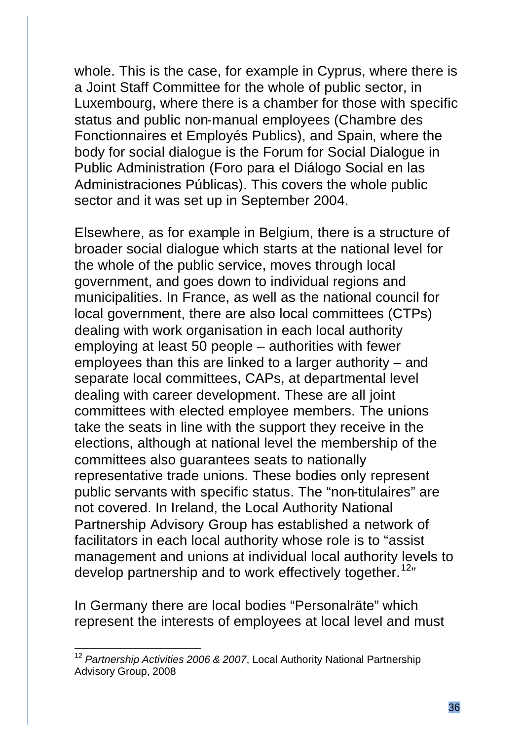whole. This is the case, for example in Cyprus, where there is a Joint Staff Committee for the whole of public sector, in Luxembourg, where there is a chamber for those with specific status and public non-manual employees (Chambre des Fonctionnaires et Employés Publics), and Spain, where the body for social dialogue is the Forum for Social Dialogue in Public Administration (Foro para el Diálogo Social en las Administraciones Públicas). This covers the whole public sector and it was set up in September 2004.

Elsewhere, as for example in Belgium, there is a structure of broader social dialogue which starts at the national level for the whole of the public service, moves through local government, and goes down to individual regions and municipalities. In France, as well as the national council for local government, there are also local committees (CTPs) dealing with work organisation in each local authority employing at least 50 people – authorities with fewer employees than this are linked to a larger authority – and separate local committees, CAPs, at departmental level dealing with career development. These are all joint committees with elected employee members. The unions take the seats in line with the support they receive in the elections, although at national level the membership of the committees also guarantees seats to nationally representative trade unions. These bodies only represent public servants with specific status. The "non-titulaires" are not covered. In Ireland, the Local Authority National Partnership Advisory Group has established a network of facilitators in each local authority whose role is to "assist management and unions at individual local authority levels to develop partnership and to work effectively together.[12]"

In Germany there are local bodies "Personalräte" which represent the interests of employees at local level and must

[12] *Partnership Activities 2006 & 2007*, Local Authority National Partnership Advisory Group, 2008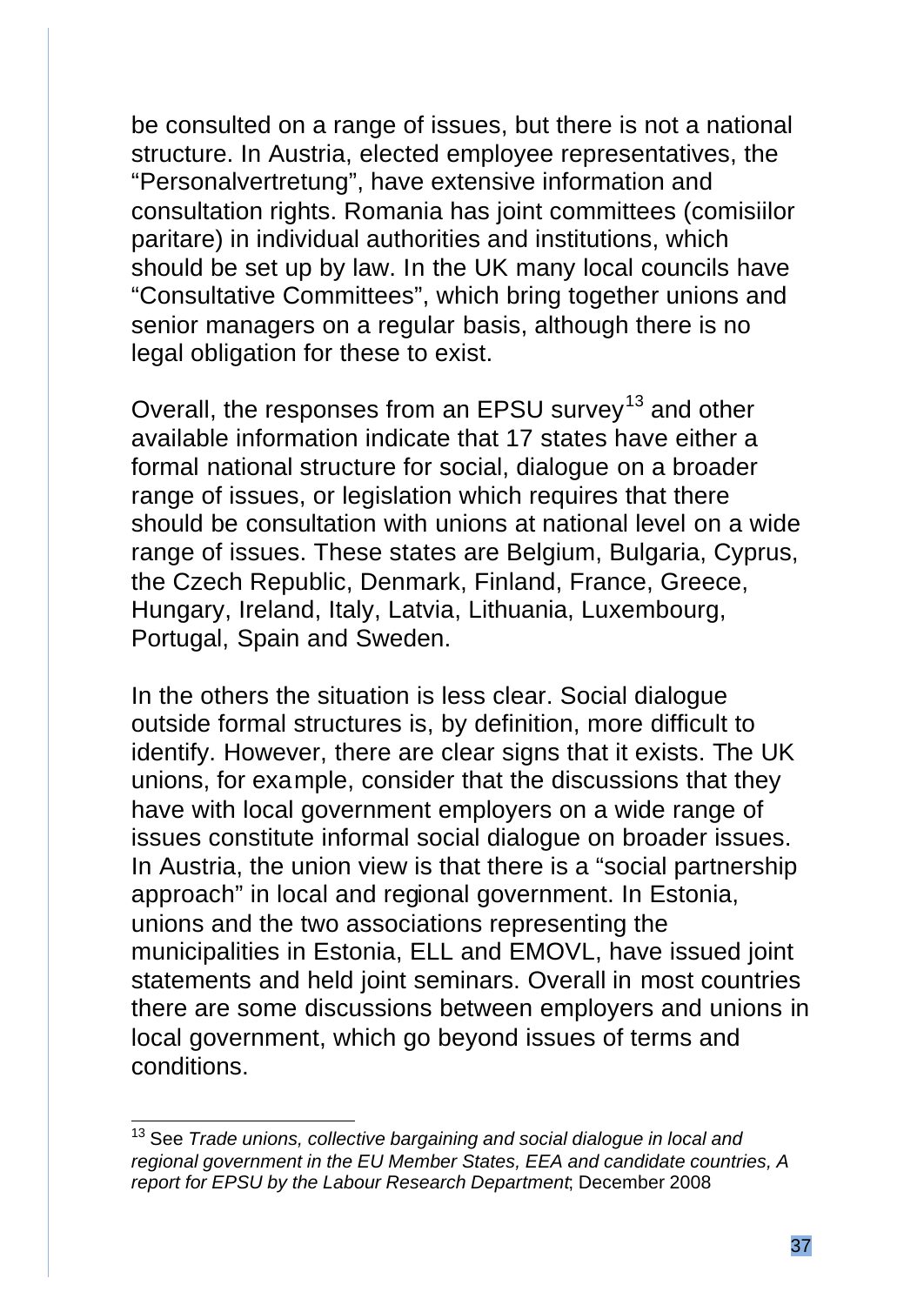be consulted on a range of issues, but there is not a national structure. In Austria, elected employee representatives, the “Personalvertretung”, have extensive information and consultation rights. Romania has joint committees (comisiilor paritare) in individual authorities and institutions, which should be set up by law. In the UK many local councils have “Consultative Committees”, which bring together unions and senior managers on a regular basis, although there is no legal obligation for these to exist.

Overall, the responses from an EPSU survey[13] and other available information indicate that 17 states have either a formal national structure for social, dialogue on a broader range of issues, or legislation which requires that there should be consultation with unions at national level on a wide range of issues. These states are Belgium, Bulgaria, Cyprus, the Czech Republic, Denmark, Finland, France, Greece, Hungary, Ireland, Italy, Latvia, Lithuania, Luxembourg, Portugal, Spain and Sweden.

In the others the situation is less clear. Social dialogue outside formal structures is, by definition, more difficult to identify. However, there are clear signs that it exists. The UK unions, for example, consider that the discussions that they have with local government employers on a wide range of issues constitute informal social dialogue on broader issues. In Austria, the union view is that there is a “social partnership approach” in local and regional government. In Estonia, unions and the two associations representing the municipalities in Estonia, ELL and EMOVL, have issued joint statements and held joint seminars. Overall in most countries there are some discussions between employers and unions in local government, which go beyond issues of terms and conditions.

---

[13] See *Trade unions, collective bargaining and social dialogue in local and regional government in the EU Member States, EEA and candidate countries, A report for EPSU by the Labour Research Department*; December 2008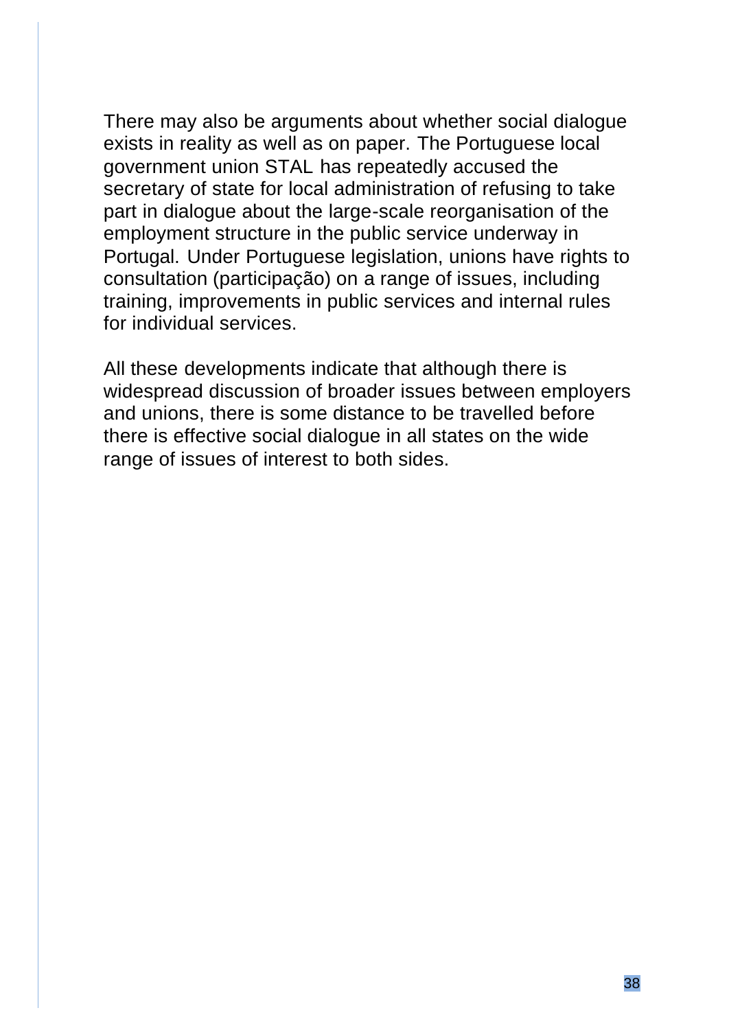There may also be arguments about whether social dialogue exists in reality as well as on paper. The Portuguese local government union STAL has repeatedly accused the secretary of state for local administration of refusing to take part in dialogue about the large-scale reorganisation of the employment structure in the public service underway in Portugal. Under Portuguese legislation, unions have rights to consultation (participação) on a range of issues, including training, improvements in public services and internal rules for individual services.

All these developments indicate that although there is widespread discussion of broader issues between employers and unions, there is some distance to be travelled before there is effective social dialogue in all states on the wide range of issues of interest to both sides.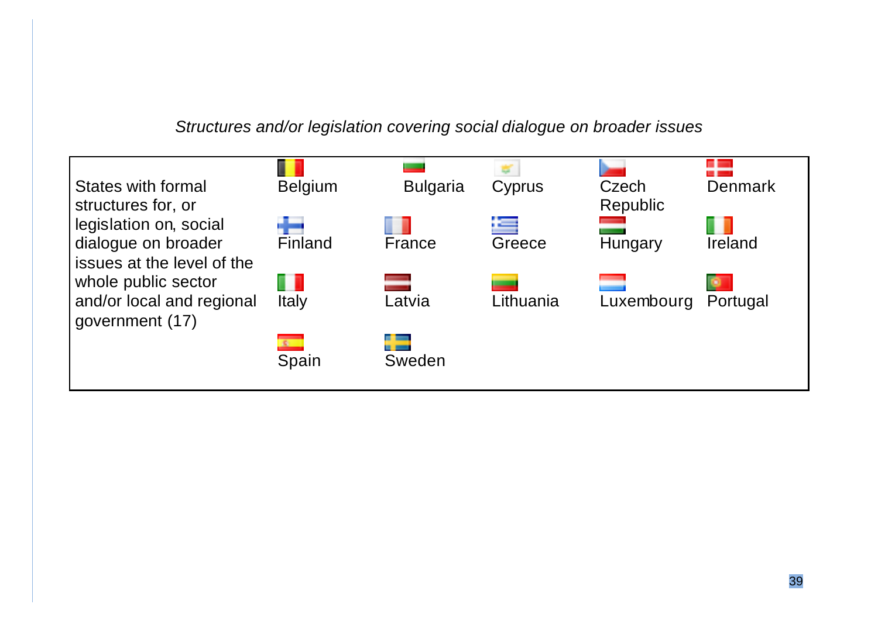*Structures and/or legislation covering social dialogue on broader issues*

| | | | | | |
|---|---|---|---|---|---|
| States with formal structures for, or legislation on, social dialogue on broader issues at the level of the whole public sector and/or local and regional government (17) | Belgium | Bulgaria | Cyprus | Czech Republic | Denmark |
| | Finland | France | Greece | Hungary | Ireland |
| | Italy | Latvia | Lithuania | Luxembourg | Portugal |
| | Spain | Sweden | | | |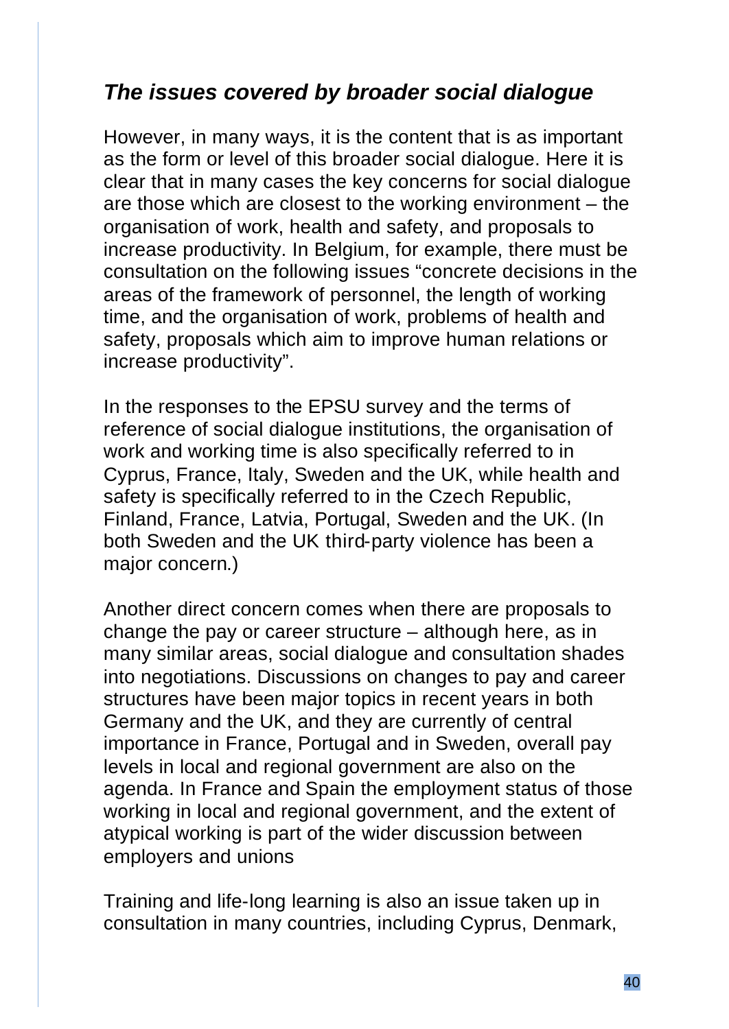### *The issues covered by broader social dialogue*

However, in many ways, it is the content that is as important as the form or level of this broader social dialogue. Here it is clear that in many cases the key concerns for social dialogue are those which are closest to the working environment – the organisation of work, health and safety, and proposals to increase productivity. In Belgium, for example, there must be consultation on the following issues "concrete decisions in the areas of the framework of personnel, the length of working time, and the organisation of work, problems of health and safety, proposals which aim to improve human relations or increase productivity".

In the responses to the EPSU survey and the terms of reference of social dialogue institutions, the organisation of work and working time is also specifically referred to in Cyprus, France, Italy, Sweden and the UK, while health and safety is specifically referred to in the Czech Republic, Finland, France, Latvia, Portugal, Sweden and the UK. (In both Sweden and the UK third-party violence has been a major concern.)

Another direct concern comes when there are proposals to change the pay or career structure – although here, as in many similar areas, social dialogue and consultation shades into negotiations. Discussions on changes to pay and career structures have been major topics in recent years in both Germany and the UK, and they are currently of central importance in France, Portugal and in Sweden, overall pay levels in local and regional government are also on the agenda. In France and Spain the employment status of those working in local and regional government, and the extent of atypical working is part of the wider discussion between employers and unions

Training and life-long learning is also an issue taken up in consultation in many countries, including Cyprus, Denmark,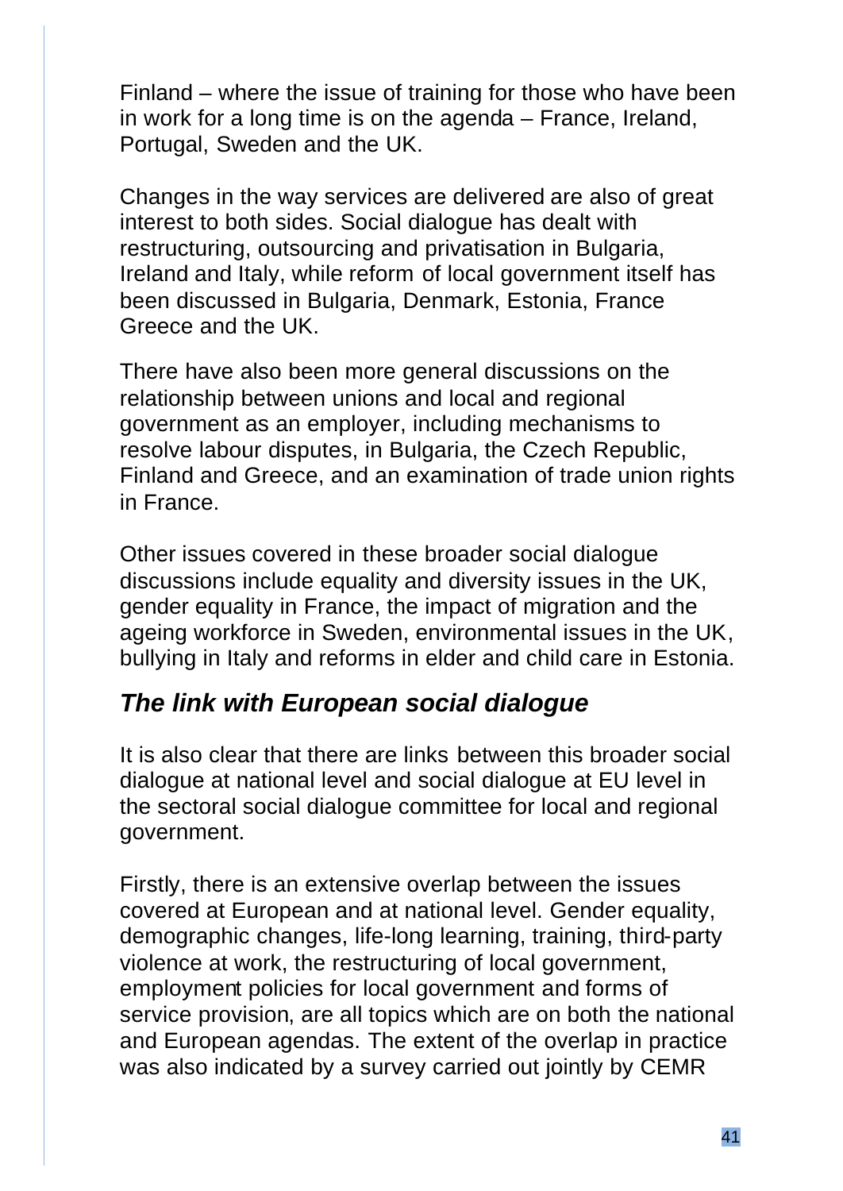Finland – where the issue of training for those who have been in work for a long time is on the agenda – France, Ireland, Portugal, Sweden and the UK.

Changes in the way services are delivered are also of great interest to both sides. Social dialogue has dealt with restructuring, outsourcing and privatisation in Bulgaria, Ireland and Italy, while reform of local government itself has been discussed in Bulgaria, Denmark, Estonia, France Greece and the UK.

There have also been more general discussions on the relationship between unions and local and regional government as an employer, including mechanisms to resolve labour disputes, in Bulgaria, the Czech Republic, Finland and Greece, and an examination of trade union rights in France.

Other issues covered in these broader social dialogue discussions include equality and diversity issues in the UK, gender equality in France, the impact of migration and the ageing workforce in Sweden, environmental issues in the UK, bullying in Italy and reforms in elder and child care in Estonia.

## *The link with European social dialogue*

It is also clear that there are links between this broader social dialogue at national level and social dialogue at EU level in the sectoral social dialogue committee for local and regional government.

Firstly, there is an extensive overlap between the issues covered at European and at national level. Gender equality, demographic changes, life-long learning, training, third-party violence at work, the restructuring of local government, employment policies for local government and forms of service provision, are all topics which are on both the national and European agendas. The extent of the overlap in practice was also indicated by a survey carried out jointly by CEMR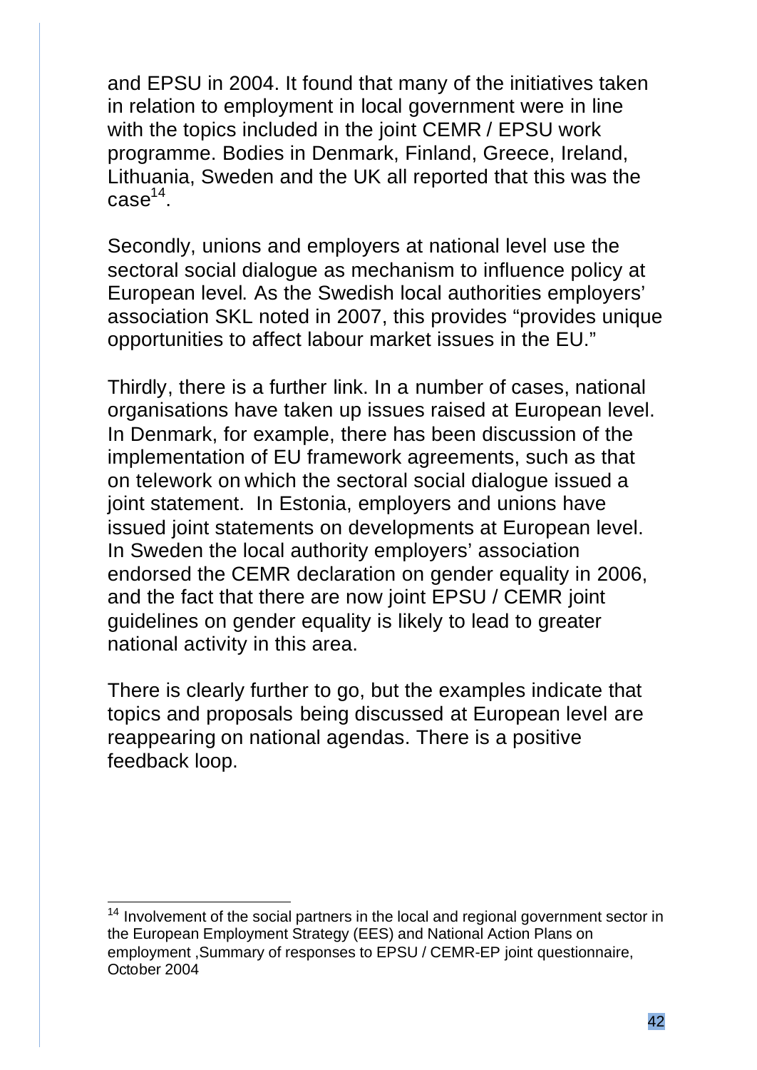and EPSU in 2004. It found that many of the initiatives taken in relation to employment in local government were in line with the topics included in the joint CEMR / EPSU work programme. Bodies in Denmark, Finland, Greece, Ireland, Lithuania, Sweden and the UK all reported that this was the case[14].

Secondly, unions and employers at national level use the sectoral social dialogue as mechanism to influence policy at European level. As the Swedish local authorities employers' association SKL noted in 2007, this provides "provides unique opportunities to affect labour market issues in the EU."

Thirdly, there is a further link. In a number of cases, national organisations have taken up issues raised at European level. In Denmark, for example, there has been discussion of the implementation of EU framework agreements, such as that on telework on which the sectoral social dialogue issued a joint statement. In Estonia, employers and unions have issued joint statements on developments at European level. In Sweden the local authority employers' association endorsed the CEMR declaration on gender equality in 2006, and the fact that there are now joint EPSU / CEMR joint guidelines on gender equality is likely to lead to greater national activity in this area.

There is clearly further to go, but the examples indicate that topics and proposals being discussed at European level are reappearing on national agendas. There is a positive feedback loop.

---

[14] Involvement of the social partners in the local and regional government sector in the European Employment Strategy (EES) and National Action Plans on employment ,Summary of responses to EPSU / CEMR-EP joint questionnaire, October 2004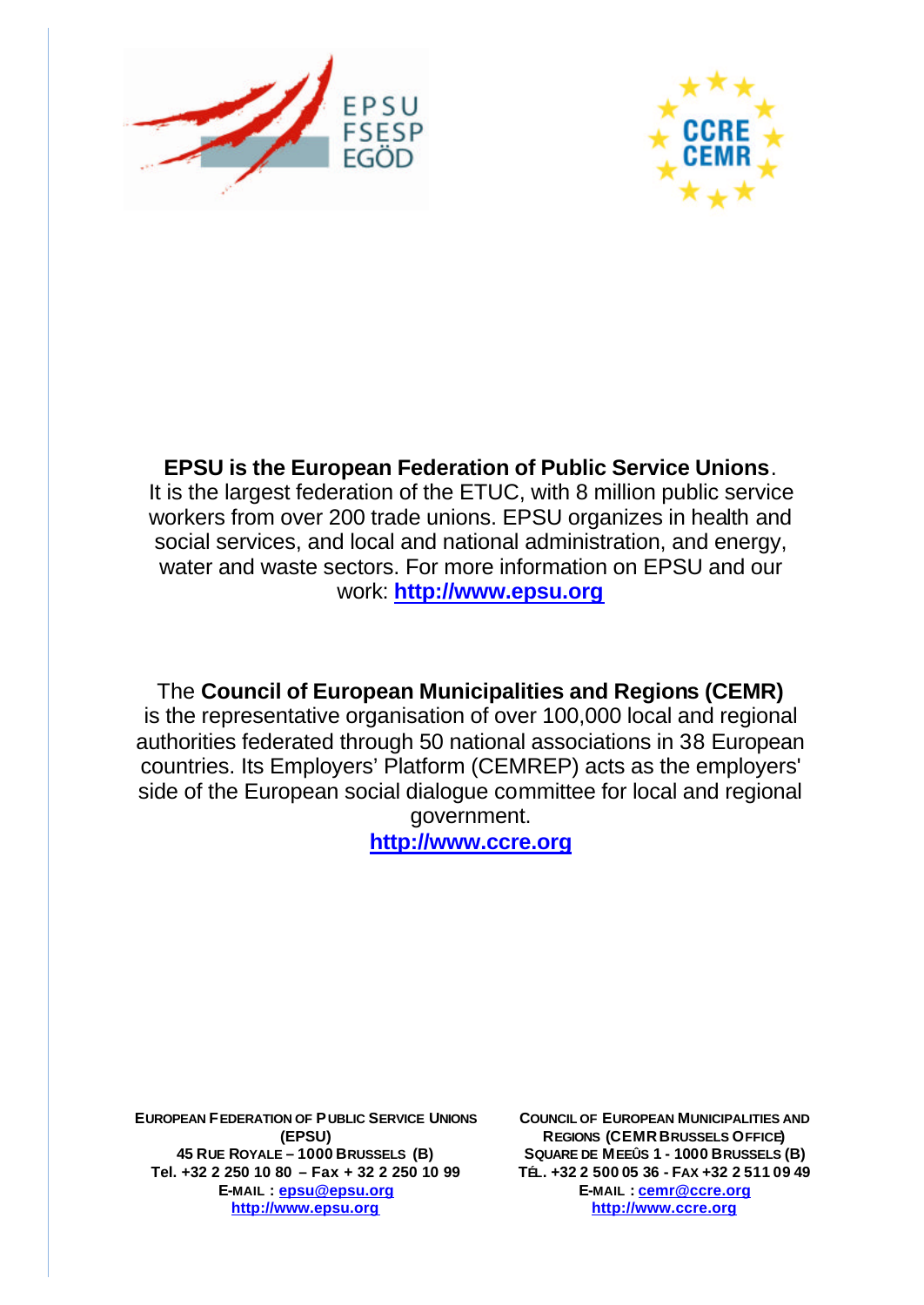**EPSU is the European Federation of Public Service Unions**.
It is the largest federation of the ETUC, with 8 million public service workers from over 200 trade unions. EPSU organizes in health and social services, and local and national administration, and energy, water and waste sectors. For more information on EPSU and our work: **http://www.epsu.org**

The **Council of European Municipalities and Regions (CEMR)** is the representative organisation of over 100,000 local and regional authorities federated through 50 national associations in 38 European countries. Its Employers' Platform (CEMREP) acts as the employers' side of the European social dialogue committee for local and regional government.

**http://www.ccre.org**

**EUROPEAN FEDERATION OF PUBLIC SERVICE UNIONS (EPSU)**
**45 RUE ROYALE – 1000 BRUSSELS (B)**
**Tel. +32 2 250 10 80 – Fax + 32 2 250 10 99**
**E-MAIL : epsu@epsu.org**
**http://www.epsu.org**

**COUNCIL OF EUROPEAN MUNICIPALITIES AND REGIONS (CEMR BRUSSELS OFFICE)**
**SQUARE DE MEEÛS 1 - 1000 BRUSSELS (B)**
**TÉL. +32 2 500 05 36 - FAX +32 2 511 09 49**
**E-MAIL : cemr@ccre.org**
**http://www.ccre.org**